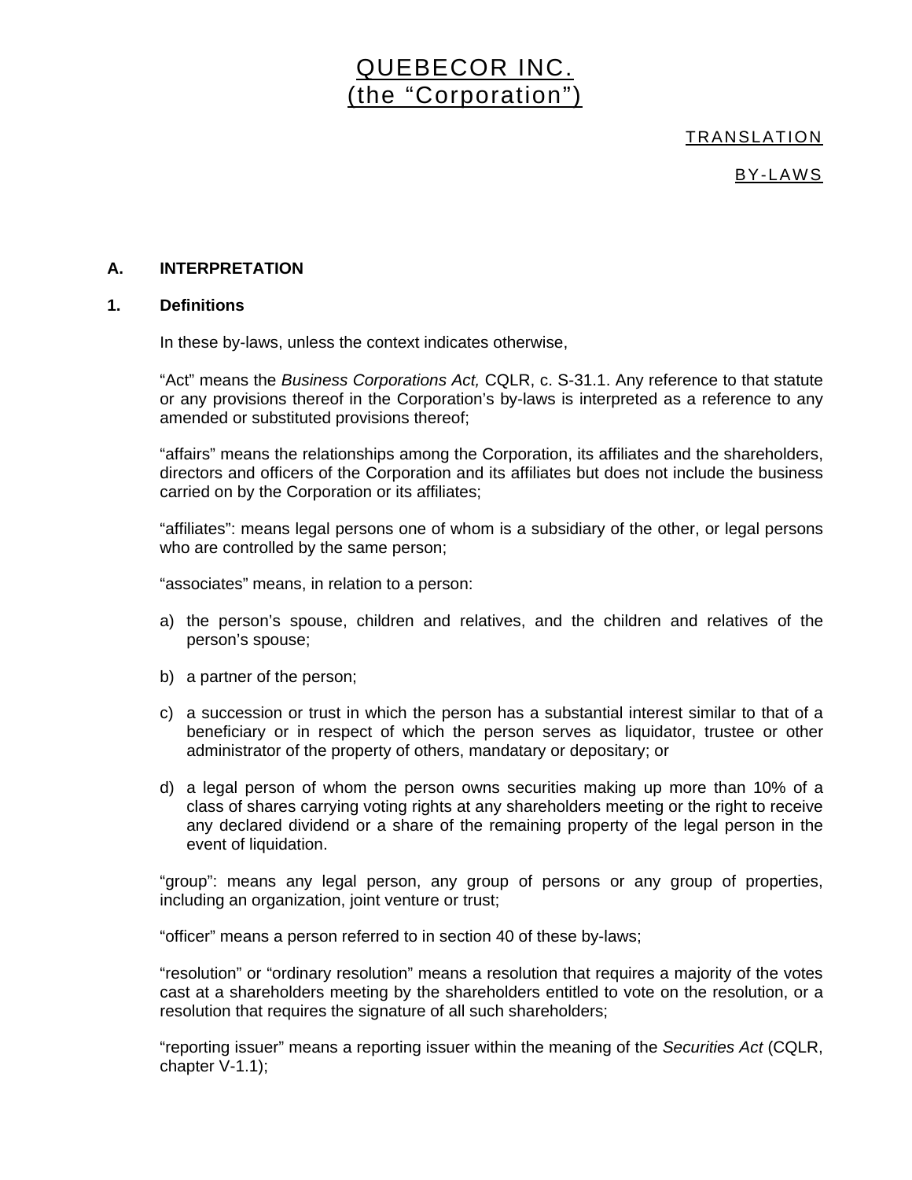# QUEBECOR INC.
# (the "Corporation")

TRANSLATION

BY-LAWS

## A. INTERPRETATION

### 1. Definitions

In these by-laws, unless the context indicates otherwise,

"Act" means the *Business Corporations Act,* CQLR, c. S-31.1. Any reference to that statute or any provisions thereof in the Corporation's by-laws is interpreted as a reference to any amended or substituted provisions thereof;

"affairs" means the relationships among the Corporation, its affiliates and the shareholders, directors and officers of the Corporation and its affiliates but does not include the business carried on by the Corporation or its affiliates;

"affiliates": means legal persons one of whom is a subsidiary of the other, or legal persons who are controlled by the same person;

"associates" means, in relation to a person:

a) the person's spouse, children and relatives, and the children and relatives of the person's spouse;

b) a partner of the person;

c) a succession or trust in which the person has a substantial interest similar to that of a beneficiary or in respect of which the person serves as liquidator, trustee or other administrator of the property of others, mandatary or depositary; or

d) a legal person of whom the person owns securities making up more than 10% of a class of shares carrying voting rights at any shareholders meeting or the right to receive any declared dividend or a share of the remaining property of the legal person in the event of liquidation.

"group": means any legal person, any group of persons or any group of properties, including an organization, joint venture or trust;

"officer" means a person referred to in section 40 of these by-laws;

"resolution" or "ordinary resolution" means a resolution that requires a majority of the votes cast at a shareholders meeting by the shareholders entitled to vote on the resolution, or a resolution that requires the signature of all such shareholders;

"reporting issuer" means a reporting issuer within the meaning of the *Securities Act* (CQLR, chapter V-1.1);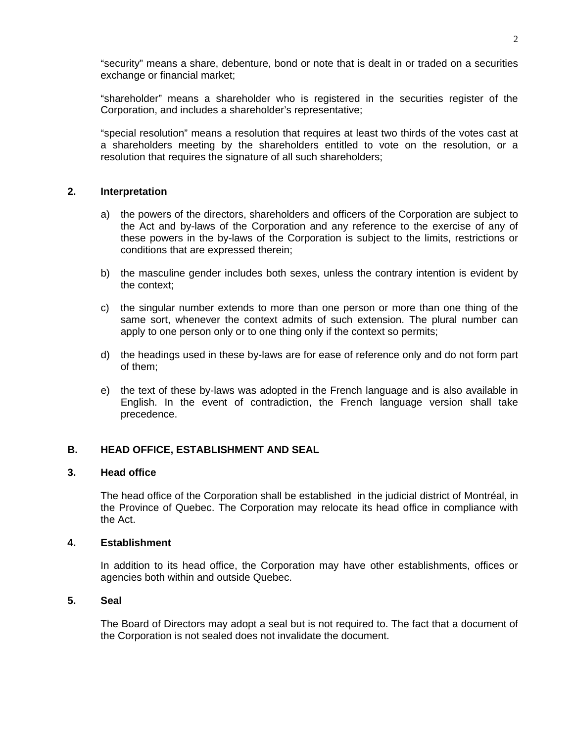"security" means a share, debenture, bond or note that is dealt in or traded on a securities exchange or financial market;

"shareholder" means a shareholder who is registered in the securities register of the Corporation, and includes a shareholder's representative;

"special resolution" means a resolution that requires at least two thirds of the votes cast at a shareholders meeting by the shareholders entitled to vote on the resolution, or a resolution that requires the signature of all such shareholders;

### 2. Interpretation

a) the powers of the directors, shareholders and officers of the Corporation are subject to the Act and by-laws of the Corporation and any reference to the exercise of any of these powers in the by-laws of the Corporation is subject to the limits, restrictions or conditions that are expressed therein;

b) the masculine gender includes both sexes, unless the contrary intention is evident by the context;

c) the singular number extends to more than one person or more than one thing of the same sort, whenever the context admits of such extension. The plural number can apply to one person only or to one thing only if the context so permits;

d) the headings used in these by-laws are for ease of reference only and do not form part of them;

e) the text of these by-laws was adopted in the French language and is also available in English. In the event of contradiction, the French language version shall take precedence.

## B. HEAD OFFICE, ESTABLISHMENT AND SEAL

### 3. Head office

The head office of the Corporation shall be established in the judicial district of Montréal, in the Province of Quebec. The Corporation may relocate its head office in compliance with the Act.

### 4. Establishment

In addition to its head office, the Corporation may have other establishments, offices or agencies both within and outside Quebec.

### 5. Seal

The Board of Directors may adopt a seal but is not required to. The fact that a document of the Corporation is not sealed does not invalidate the document.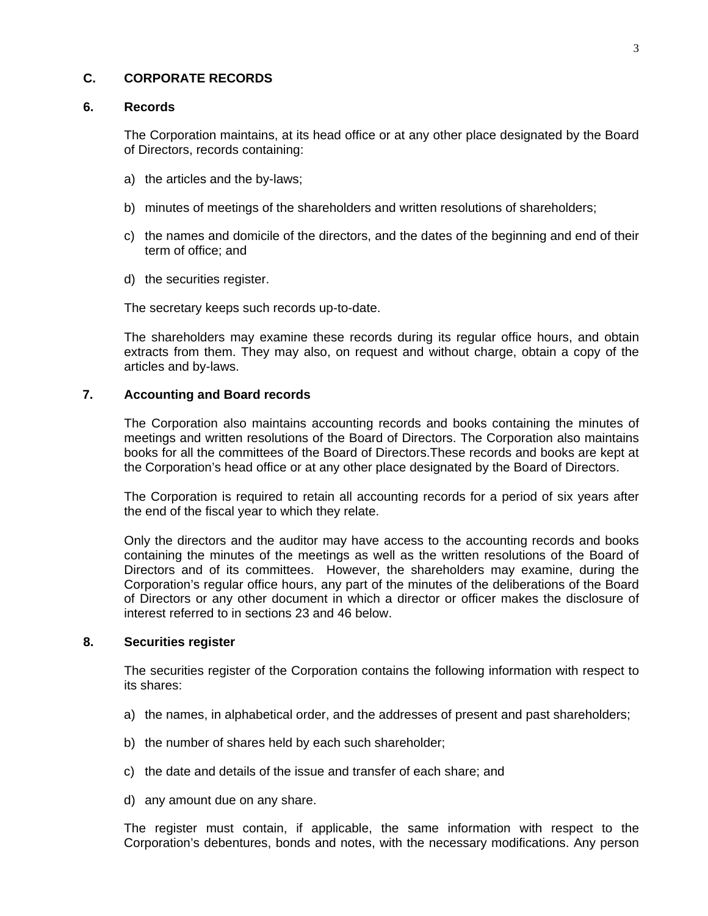## C. CORPORATE RECORDS

### 6. Records

The Corporation maintains, at its head office or at any other place designated by the Board of Directors, records containing:

a) the articles and the by-laws;

b) minutes of meetings of the shareholders and written resolutions of shareholders;

c) the names and domicile of the directors, and the dates of the beginning and end of their term of office; and

d) the securities register.

The secretary keeps such records up-to-date.

The shareholders may examine these records during its regular office hours, and obtain extracts from them. They may also, on request and without charge, obtain a copy of the articles and by-laws.

### 7. Accounting and Board records

The Corporation also maintains accounting records and books containing the minutes of meetings and written resolutions of the Board of Directors. The Corporation also maintains books for all the committees of the Board of Directors.These records and books are kept at the Corporation's head office or at any other place designated by the Board of Directors.

The Corporation is required to retain all accounting records for a period of six years after the end of the fiscal year to which they relate.

Only the directors and the auditor may have access to the accounting records and books containing the minutes of the meetings as well as the written resolutions of the Board of Directors and of its committees. However, the shareholders may examine, during the Corporation's regular office hours, any part of the minutes of the deliberations of the Board of Directors or any other document in which a director or officer makes the disclosure of interest referred to in sections 23 and 46 below.

### 8. Securities register

The securities register of the Corporation contains the following information with respect to its shares:

a) the names, in alphabetical order, and the addresses of present and past shareholders;

b) the number of shares held by each such shareholder;

c) the date and details of the issue and transfer of each share; and

d) any amount due on any share.

The register must contain, if applicable, the same information with respect to the Corporation's debentures, bonds and notes, with the necessary modifications. Any person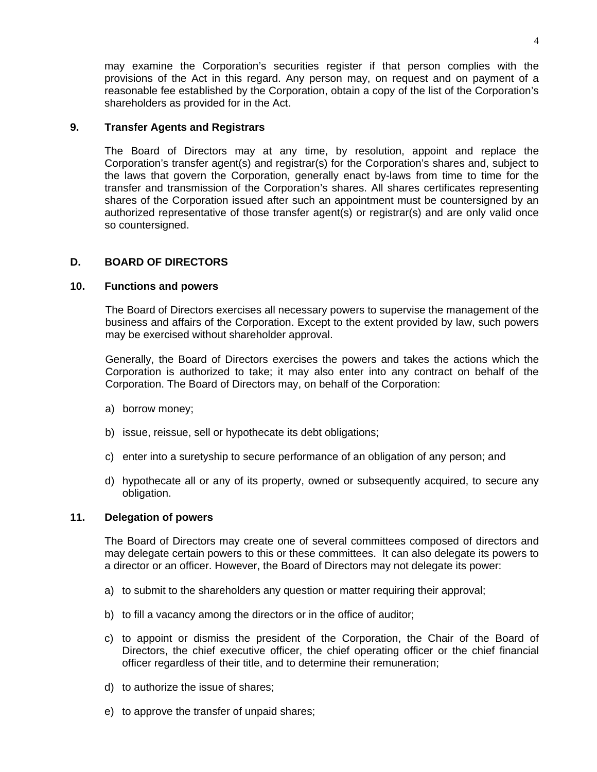may examine the Corporation's securities register if that person complies with the provisions of the Act in this regard. Any person may, on request and on payment of a reasonable fee established by the Corporation, obtain a copy of the list of the Corporation's shareholders as provided for in the Act.

### 9. Transfer Agents and Registrars

The Board of Directors may at any time, by resolution, appoint and replace the Corporation's transfer agent(s) and registrar(s) for the Corporation's shares and, subject to the laws that govern the Corporation, generally enact by-laws from time to time for the transfer and transmission of the Corporation's shares. All shares certificates representing shares of the Corporation issued after such an appointment must be countersigned by an authorized representative of those transfer agent(s) or registrar(s) and are only valid once so countersigned.

## D. BOARD OF DIRECTORS

### 10. Functions and powers

The Board of Directors exercises all necessary powers to supervise the management of the business and affairs of the Corporation. Except to the extent provided by law, such powers may be exercised without shareholder approval.

Generally, the Board of Directors exercises the powers and takes the actions which the Corporation is authorized to take; it may also enter into any contract on behalf of the Corporation. The Board of Directors may, on behalf of the Corporation:

a) borrow money;

b) issue, reissue, sell or hypothecate its debt obligations;

c) enter into a suretyship to secure performance of an obligation of any person; and

d) hypothecate all or any of its property, owned or subsequently acquired, to secure any obligation.

### 11. Delegation of powers

The Board of Directors may create one of several committees composed of directors and may delegate certain powers to this or these committees. It can also delegate its powers to a director or an officer. However, the Board of Directors may not delegate its power:

a) to submit to the shareholders any question or matter requiring their approval;

b) to fill a vacancy among the directors or in the office of auditor;

c) to appoint or dismiss the president of the Corporation, the Chair of the Board of Directors, the chief executive officer, the chief operating officer or the chief financial officer regardless of their title, and to determine their remuneration;

d) to authorize the issue of shares;

e) to approve the transfer of unpaid shares;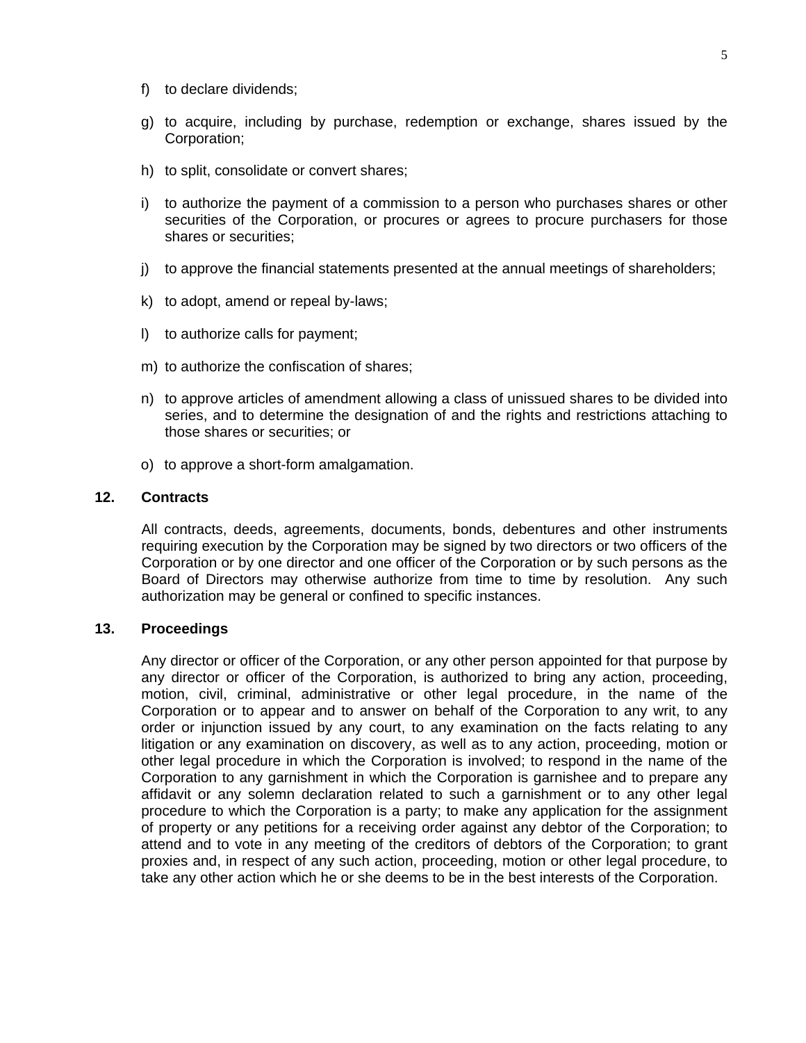f) to declare dividends;

g) to acquire, including by purchase, redemption or exchange, shares issued by the Corporation;

h) to split, consolidate or convert shares;

i) to authorize the payment of a commission to a person who purchases shares or other securities of the Corporation, or procures or agrees to procure purchasers for those shares or securities;

j) to approve the financial statements presented at the annual meetings of shareholders;

k) to adopt, amend or repeal by-laws;

l) to authorize calls for payment;

m) to authorize the confiscation of shares;

n) to approve articles of amendment allowing a class of unissued shares to be divided into series, and to determine the designation of and the rights and restrictions attaching to those shares or securities; or

o) to approve a short-form amalgamation.

**12. Contracts**

All contracts, deeds, agreements, documents, bonds, debentures and other instruments requiring execution by the Corporation may be signed by two directors or two officers of the Corporation or by one director and one officer of the Corporation or by such persons as the Board of Directors may otherwise authorize from time to time by resolution. Any such authorization may be general or confined to specific instances.

**13. Proceedings**

Any director or officer of the Corporation, or any other person appointed for that purpose by any director or officer of the Corporation, is authorized to bring any action, proceeding, motion, civil, criminal, administrative or other legal procedure, in the name of the Corporation or to appear and to answer on behalf of the Corporation to any writ, to any order or injunction issued by any court, to any examination on the facts relating to any litigation or any examination on discovery, as well as to any action, proceeding, motion or other legal procedure in which the Corporation is involved; to respond in the name of the Corporation to any garnishment in which the Corporation is garnishee and to prepare any affidavit or any solemn declaration related to such a garnishment or to any other legal procedure to which the Corporation is a party; to make any application for the assignment of property or any petitions for a receiving order against any debtor of the Corporation; to attend and to vote in any meeting of the creditors of debtors of the Corporation; to grant proxies and, in respect of any such action, proceeding, motion or other legal procedure, to take any other action which he or she deems to be in the best interests of the Corporation.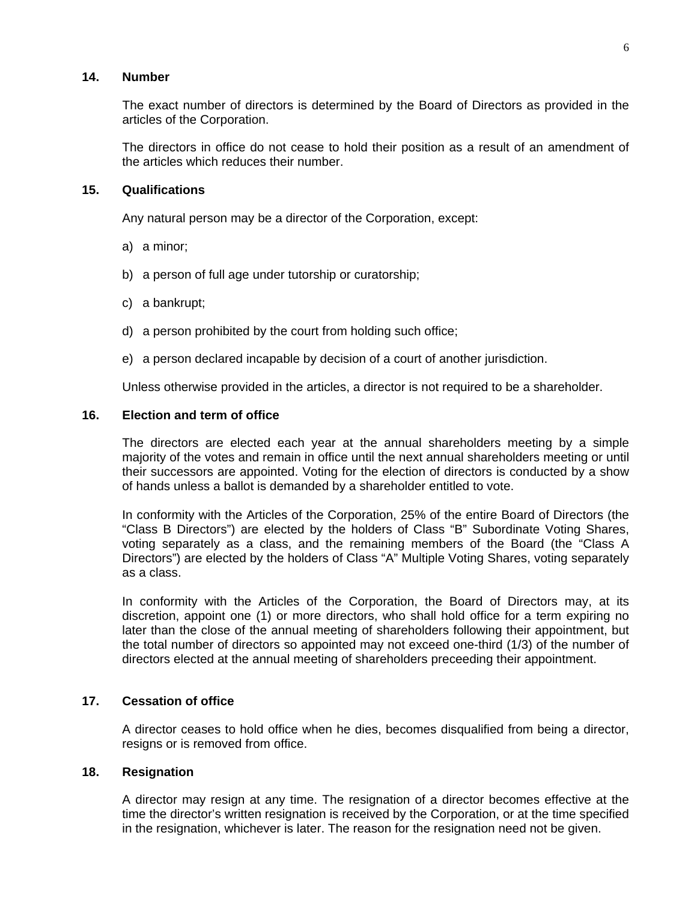## 14. Number

The exact number of directors is determined by the Board of Directors as provided in the articles of the Corporation.

The directors in office do not cease to hold their position as a result of an amendment of the articles which reduces their number.

## 15. Qualifications

Any natural person may be a director of the Corporation, except:

a) a minor;

b) a person of full age under tutorship or curatorship;

c) a bankrupt;

d) a person prohibited by the court from holding such office;

e) a person declared incapable by decision of a court of another jurisdiction.

Unless otherwise provided in the articles, a director is not required to be a shareholder.

## 16. Election and term of office

The directors are elected each year at the annual shareholders meeting by a simple majority of the votes and remain in office until the next annual shareholders meeting or until their successors are appointed. Voting for the election of directors is conducted by a show of hands unless a ballot is demanded by a shareholder entitled to vote.

In conformity with the Articles of the Corporation, 25% of the entire Board of Directors (the "Class B Directors") are elected by the holders of Class "B" Subordinate Voting Shares, voting separately as a class, and the remaining members of the Board (the "Class A Directors") are elected by the holders of Class "A" Multiple Voting Shares, voting separately as a class.

In conformity with the Articles of the Corporation, the Board of Directors may, at its discretion, appoint one (1) or more directors, who shall hold office for a term expiring no later than the close of the annual meeting of shareholders following their appointment, but the total number of directors so appointed may not exceed one-third (1/3) of the number of directors elected at the annual meeting of shareholders preceeding their appointment.

## 17. Cessation of office

A director ceases to hold office when he dies, becomes disqualified from being a director, resigns or is removed from office.

## 18. Resignation

A director may resign at any time. The resignation of a director becomes effective at the time the director's written resignation is received by the Corporation, or at the time specified in the resignation, whichever is later. The reason for the resignation need not be given.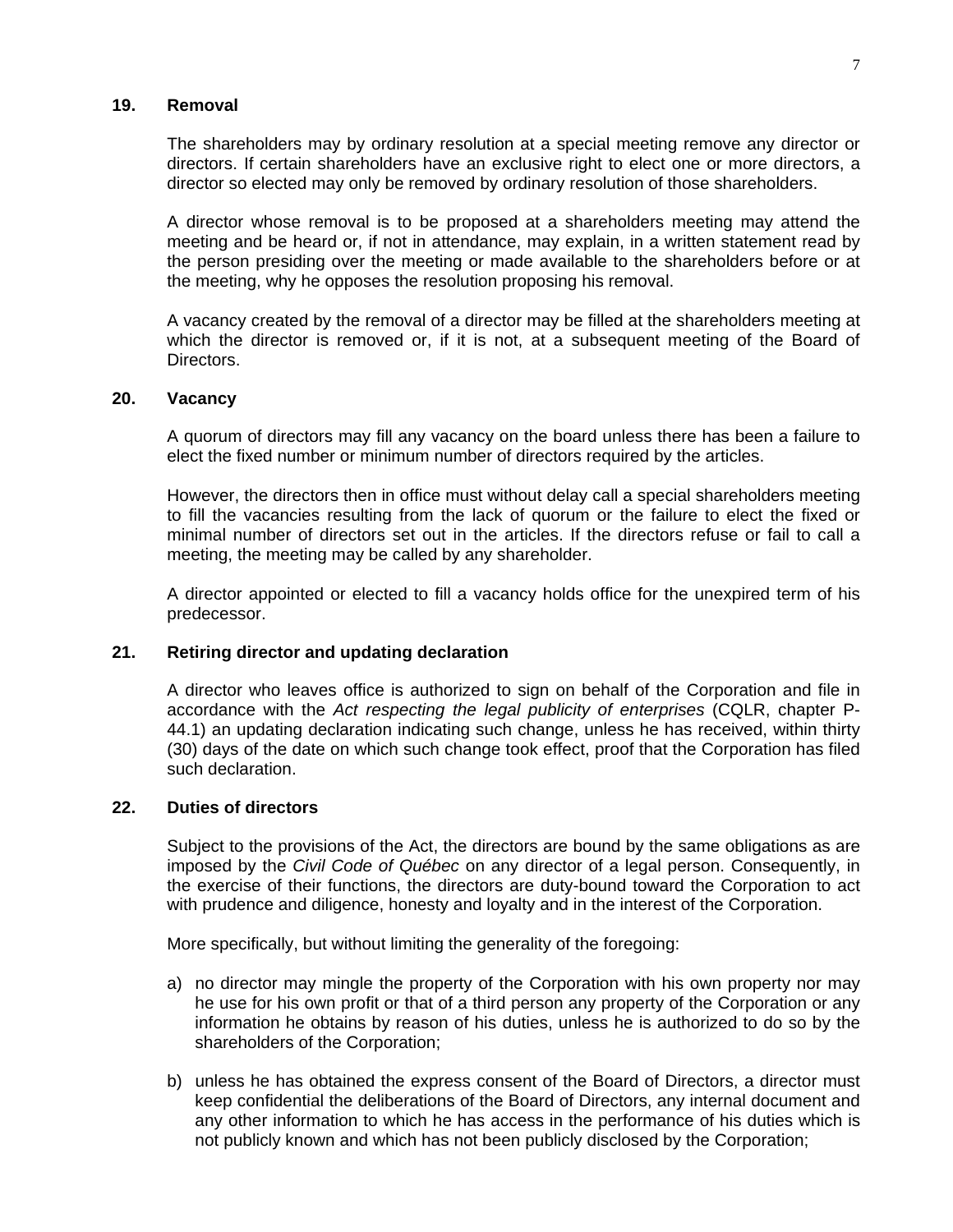## 19. Removal

The shareholders may by ordinary resolution at a special meeting remove any director or directors. If certain shareholders have an exclusive right to elect one or more directors, a director so elected may only be removed by ordinary resolution of those shareholders.

A director whose removal is to be proposed at a shareholders meeting may attend the meeting and be heard or, if not in attendance, may explain, in a written statement read by the person presiding over the meeting or made available to the shareholders before or at the meeting, why he opposes the resolution proposing his removal.

A vacancy created by the removal of a director may be filled at the shareholders meeting at which the director is removed or, if it is not, at a subsequent meeting of the Board of Directors.

## 20. Vacancy

A quorum of directors may fill any vacancy on the board unless there has been a failure to elect the fixed number or minimum number of directors required by the articles.

However, the directors then in office must without delay call a special shareholders meeting to fill the vacancies resulting from the lack of quorum or the failure to elect the fixed or minimal number of directors set out in the articles. If the directors refuse or fail to call a meeting, the meeting may be called by any shareholder.

A director appointed or elected to fill a vacancy holds office for the unexpired term of his predecessor.

## 21. Retiring director and updating declaration

A director who leaves office is authorized to sign on behalf of the Corporation and file in accordance with the *Act respecting the legal publicity of enterprises* (CQLR, chapter P-44.1) an updating declaration indicating such change, unless he has received, within thirty (30) days of the date on which such change took effect, proof that the Corporation has filed such declaration.

## 22. Duties of directors

Subject to the provisions of the Act, the directors are bound by the same obligations as are imposed by the *Civil Code of Québec* on any director of a legal person. Consequently, in the exercise of their functions, the directors are duty-bound toward the Corporation to act with prudence and diligence, honesty and loyalty and in the interest of the Corporation.

More specifically, but without limiting the generality of the foregoing:

a) no director may mingle the property of the Corporation with his own property nor may he use for his own profit or that of a third person any property of the Corporation or any information he obtains by reason of his duties, unless he is authorized to do so by the shareholders of the Corporation;

b) unless he has obtained the express consent of the Board of Directors, a director must keep confidential the deliberations of the Board of Directors, any internal document and any other information to which he has access in the performance of his duties which is not publicly known and which has not been publicly disclosed by the Corporation;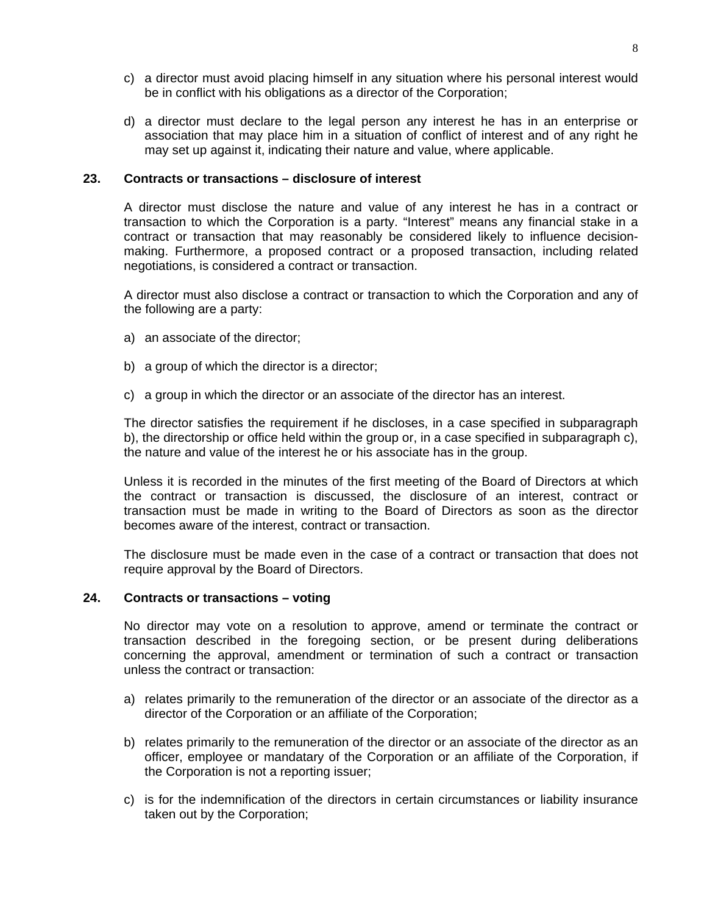c) a director must avoid placing himself in any situation where his personal interest would be in conflict with his obligations as a director of the Corporation;

d) a director must declare to the legal person any interest he has in an enterprise or association that may place him in a situation of conflict of interest and of any right he may set up against it, indicating their nature and value, where applicable.

**23. Contracts or transactions – disclosure of interest**

A director must disclose the nature and value of any interest he has in a contract or transaction to which the Corporation is a party. "Interest" means any financial stake in a contract or transaction that may reasonably be considered likely to influence decision-making. Furthermore, a proposed contract or a proposed transaction, including related negotiations, is considered a contract or transaction.

A director must also disclose a contract or transaction to which the Corporation and any of the following are a party:

a) an associate of the director;

b) a group of which the director is a director;

c) a group in which the director or an associate of the director has an interest.

The director satisfies the requirement if he discloses, in a case specified in subparagraph b), the directorship or office held within the group or, in a case specified in subparagraph c), the nature and value of the interest he or his associate has in the group.

Unless it is recorded in the minutes of the first meeting of the Board of Directors at which the contract or transaction is discussed, the disclosure of an interest, contract or transaction must be made in writing to the Board of Directors as soon as the director becomes aware of the interest, contract or transaction.

The disclosure must be made even in the case of a contract or transaction that does not require approval by the Board of Directors.

**24. Contracts or transactions – voting**

No director may vote on a resolution to approve, amend or terminate the contract or transaction described in the foregoing section, or be present during deliberations concerning the approval, amendment or termination of such a contract or transaction unless the contract or transaction:

a) relates primarily to the remuneration of the director or an associate of the director as a director of the Corporation or an affiliate of the Corporation;

b) relates primarily to the remuneration of the director or an associate of the director as an officer, employee or mandatary of the Corporation or an affiliate of the Corporation, if the Corporation is not a reporting issuer;

c) is for the indemnification of the directors in certain circumstances or liability insurance taken out by the Corporation;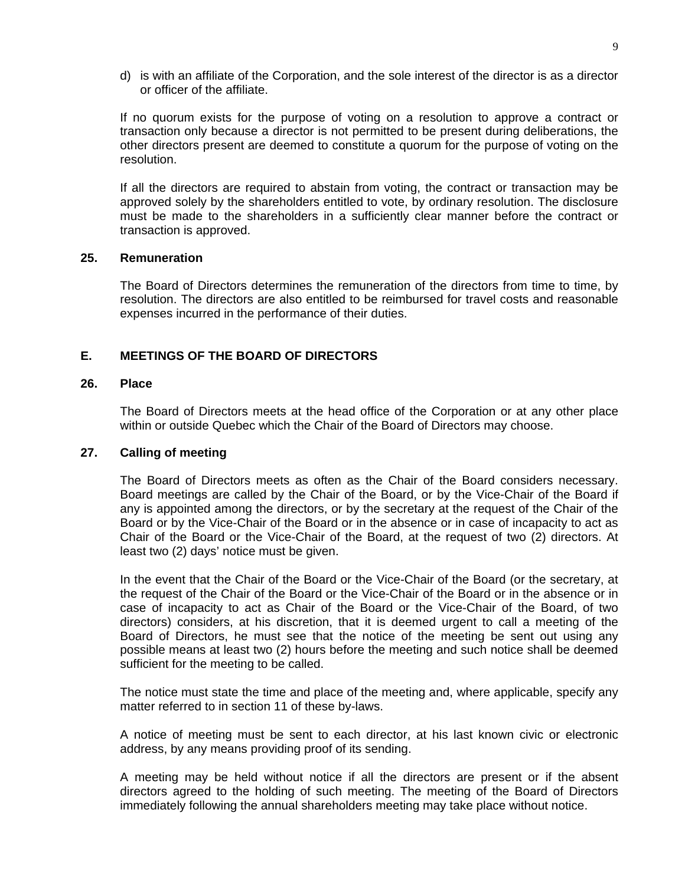d) is with an affiliate of the Corporation, and the sole interest of the director is as a director or officer of the affiliate.

If no quorum exists for the purpose of voting on a resolution to approve a contract or transaction only because a director is not permitted to be present during deliberations, the other directors present are deemed to constitute a quorum for the purpose of voting on the resolution.

If all the directors are required to abstain from voting, the contract or transaction may be approved solely by the shareholders entitled to vote, by ordinary resolution. The disclosure must be made to the shareholders in a sufficiently clear manner before the contract or transaction is approved.

### 25. Remuneration

The Board of Directors determines the remuneration of the directors from time to time, by resolution. The directors are also entitled to be reimbursed for travel costs and reasonable expenses incurred in the performance of their duties.

## E. MEETINGS OF THE BOARD OF DIRECTORS

### 26. Place

The Board of Directors meets at the head office of the Corporation or at any other place within or outside Quebec which the Chair of the Board of Directors may choose.

### 27. Calling of meeting

The Board of Directors meets as often as the Chair of the Board considers necessary. Board meetings are called by the Chair of the Board, or by the Vice-Chair of the Board if any is appointed among the directors, or by the secretary at the request of the Chair of the Board or by the Vice-Chair of the Board or in the absence or in case of incapacity to act as Chair of the Board or the Vice-Chair of the Board, at the request of two (2) directors. At least two (2) days' notice must be given.

In the event that the Chair of the Board or the Vice-Chair of the Board (or the secretary, at the request of the Chair of the Board or the Vice-Chair of the Board or in the absence or in case of incapacity to act as Chair of the Board or the Vice-Chair of the Board, of two directors) considers, at his discretion, that it is deemed urgent to call a meeting of the Board of Directors, he must see that the notice of the meeting be sent out using any possible means at least two (2) hours before the meeting and such notice shall be deemed sufficient for the meeting to be called.

The notice must state the time and place of the meeting and, where applicable, specify any matter referred to in section 11 of these by-laws.

A notice of meeting must be sent to each director, at his last known civic or electronic address, by any means providing proof of its sending.

A meeting may be held without notice if all the directors are present or if the absent directors agreed to the holding of such meeting. The meeting of the Board of Directors immediately following the annual shareholders meeting may take place without notice.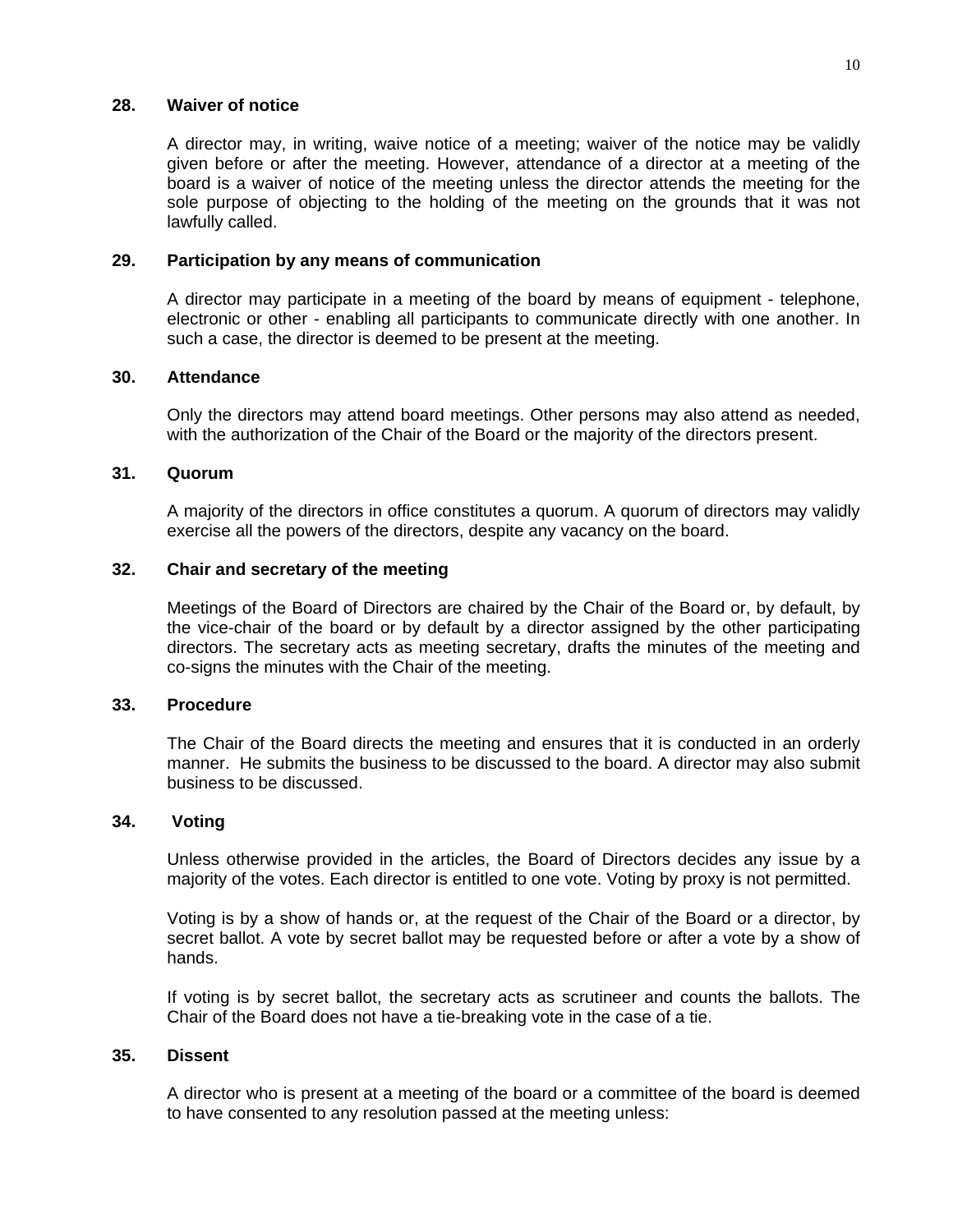### 28. Waiver of notice

A director may, in writing, waive notice of a meeting; waiver of the notice may be validly given before or after the meeting. However, attendance of a director at a meeting of the board is a waiver of notice of the meeting unless the director attends the meeting for the sole purpose of objecting to the holding of the meeting on the grounds that it was not lawfully called.

### 29. Participation by any means of communication

A director may participate in a meeting of the board by means of equipment - telephone, electronic or other - enabling all participants to communicate directly with one another. In such a case, the director is deemed to be present at the meeting.

### 30. Attendance

Only the directors may attend board meetings. Other persons may also attend as needed, with the authorization of the Chair of the Board or the majority of the directors present.

### 31. Quorum

A majority of the directors in office constitutes a quorum. A quorum of directors may validly exercise all the powers of the directors, despite any vacancy on the board.

### 32. Chair and secretary of the meeting

Meetings of the Board of Directors are chaired by the Chair of the Board or, by default, by the vice-chair of the board or by default by a director assigned by the other participating directors. The secretary acts as meeting secretary, drafts the minutes of the meeting and co-signs the minutes with the Chair of the meeting.

### 33. Procedure

The Chair of the Board directs the meeting and ensures that it is conducted in an orderly manner. He submits the business to be discussed to the board. A director may also submit business to be discussed.

### 34. Voting

Unless otherwise provided in the articles, the Board of Directors decides any issue by a majority of the votes. Each director is entitled to one vote. Voting by proxy is not permitted.

Voting is by a show of hands or, at the request of the Chair of the Board or a director, by secret ballot. A vote by secret ballot may be requested before or after a vote by a show of hands.

If voting is by secret ballot, the secretary acts as scrutineer and counts the ballots. The Chair of the Board does not have a tie-breaking vote in the case of a tie.

### 35. Dissent

A director who is present at a meeting of the board or a committee of the board is deemed to have consented to any resolution passed at the meeting unless: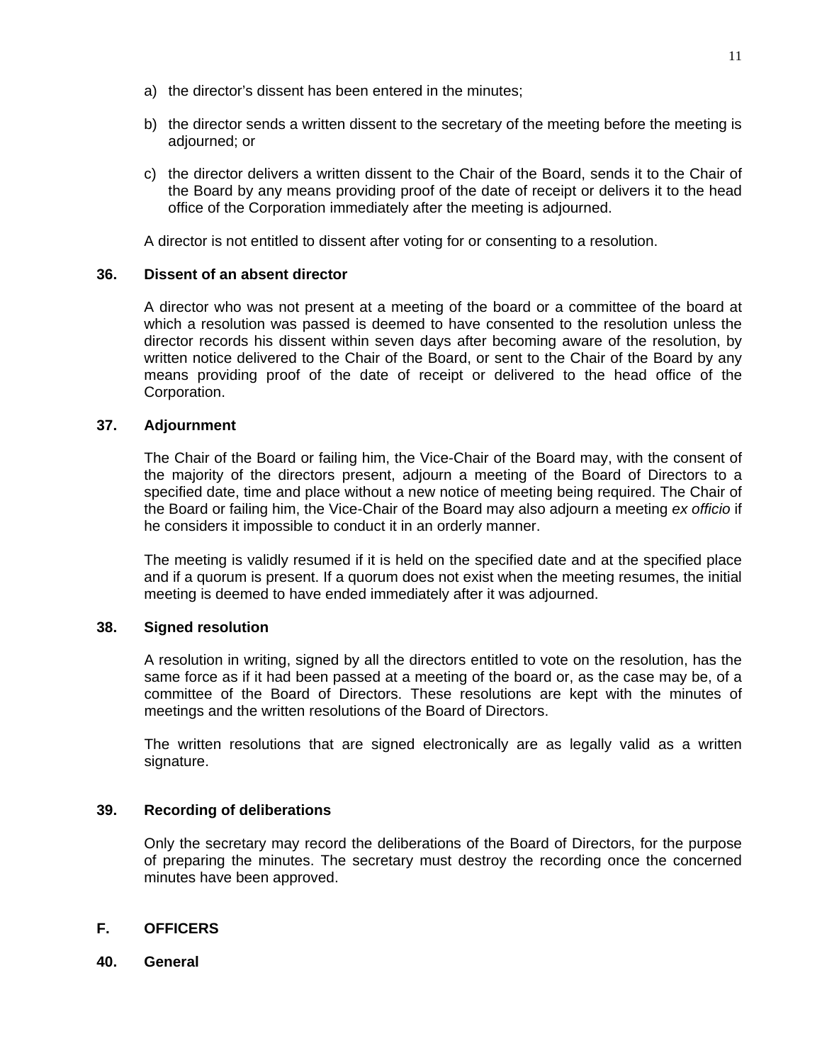a) the director's dissent has been entered in the minutes;

b) the director sends a written dissent to the secretary of the meeting before the meeting is adjourned; or

c) the director delivers a written dissent to the Chair of the Board, sends it to the Chair of the Board by any means providing proof of the date of receipt or delivers it to the head office of the Corporation immediately after the meeting is adjourned.

A director is not entitled to dissent after voting for or consenting to a resolution.

### 36. Dissent of an absent director

A director who was not present at a meeting of the board or a committee of the board at which a resolution was passed is deemed to have consented to the resolution unless the director records his dissent within seven days after becoming aware of the resolution, by written notice delivered to the Chair of the Board, or sent to the Chair of the Board by any means providing proof of the date of receipt or delivered to the head office of the Corporation.

### 37. Adjournment

The Chair of the Board or failing him, the Vice-Chair of the Board may, with the consent of the majority of the directors present, adjourn a meeting of the Board of Directors to a specified date, time and place without a new notice of meeting being required. The Chair of the Board or failing him, the Vice-Chair of the Board may also adjourn a meeting *ex officio* if he considers it impossible to conduct it in an orderly manner.

The meeting is validly resumed if it is held on the specified date and at the specified place and if a quorum is present. If a quorum does not exist when the meeting resumes, the initial meeting is deemed to have ended immediately after it was adjourned.

### 38. Signed resolution

A resolution in writing, signed by all the directors entitled to vote on the resolution, has the same force as if it had been passed at a meeting of the board or, as the case may be, of a committee of the Board of Directors. These resolutions are kept with the minutes of meetings and the written resolutions of the Board of Directors.

The written resolutions that are signed electronically are as legally valid as a written signature.

### 39. Recording of deliberations

Only the secretary may record the deliberations of the Board of Directors, for the purpose of preparing the minutes. The secretary must destroy the recording once the concerned minutes have been approved.

## F. OFFICERS

### 40. General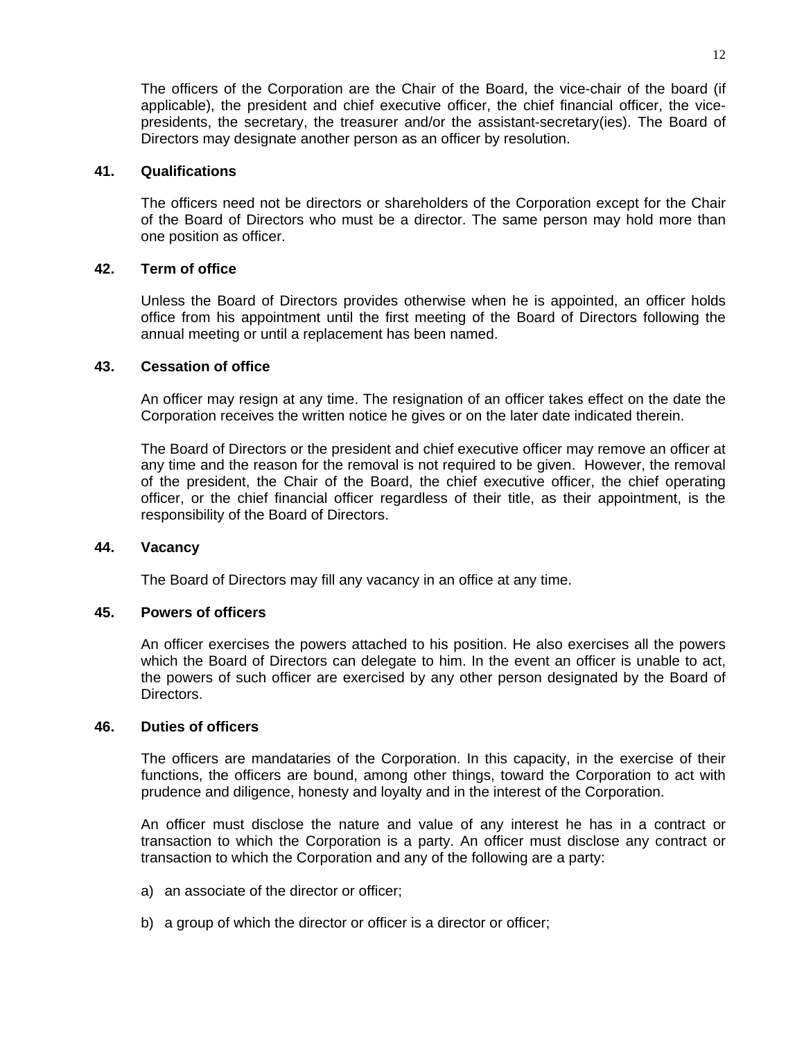The officers of the Corporation are the Chair of the Board, the vice-chair of the board (if applicable), the president and chief executive officer, the chief financial officer, the vice-presidents, the secretary, the treasurer and/or the assistant-secretary(ies). The Board of Directors may designate another person as an officer by resolution.

### 41. Qualifications

The officers need not be directors or shareholders of the Corporation except for the Chair of the Board of Directors who must be a director. The same person may hold more than one position as officer.

### 42. Term of office

Unless the Board of Directors provides otherwise when he is appointed, an officer holds office from his appointment until the first meeting of the Board of Directors following the annual meeting or until a replacement has been named.

### 43. Cessation of office

An officer may resign at any time. The resignation of an officer takes effect on the date the Corporation receives the written notice he gives or on the later date indicated therein.

The Board of Directors or the president and chief executive officer may remove an officer at any time and the reason for the removal is not required to be given. However, the removal of the president, the Chair of the Board, the chief executive officer, the chief operating officer, or the chief financial officer regardless of their title, as their appointment, is the responsibility of the Board of Directors.

### 44. Vacancy

The Board of Directors may fill any vacancy in an office at any time.

### 45. Powers of officers

An officer exercises the powers attached to his position. He also exercises all the powers which the Board of Directors can delegate to him. In the event an officer is unable to act, the powers of such officer are exercised by any other person designated by the Board of Directors.

### 46. Duties of officers

The officers are mandataries of the Corporation. In this capacity, in the exercise of their functions, the officers are bound, among other things, toward the Corporation to act with prudence and diligence, honesty and loyalty and in the interest of the Corporation.

An officer must disclose the nature and value of any interest he has in a contract or transaction to which the Corporation is a party. An officer must disclose any contract or transaction to which the Corporation and any of the following are a party:

a) an associate of the director or officer;

b) a group of which the director or officer is a director or officer;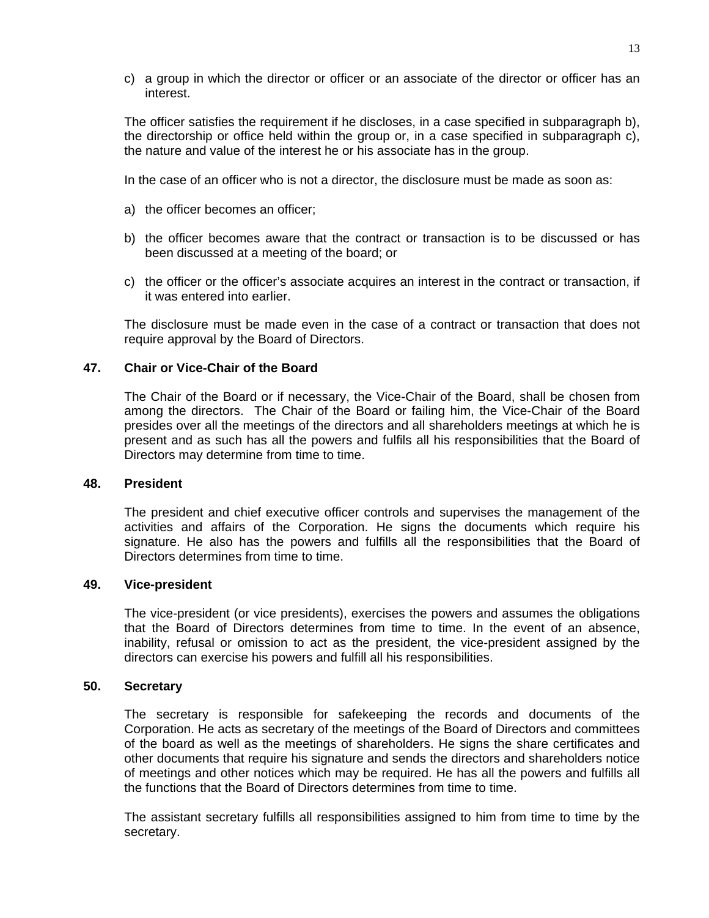c) a group in which the director or officer or an associate of the director or officer has an interest.

The officer satisfies the requirement if he discloses, in a case specified in subparagraph b), the directorship or office held within the group or, in a case specified in subparagraph c), the nature and value of the interest he or his associate has in the group.

In the case of an officer who is not a director, the disclosure must be made as soon as:

a) the officer becomes an officer;

b) the officer becomes aware that the contract or transaction is to be discussed or has been discussed at a meeting of the board; or

c) the officer or the officer's associate acquires an interest in the contract or transaction, if it was entered into earlier.

The disclosure must be made even in the case of a contract or transaction that does not require approval by the Board of Directors.

### 47. Chair or Vice-Chair of the Board

The Chair of the Board or if necessary, the Vice-Chair of the Board, shall be chosen from among the directors. The Chair of the Board or failing him, the Vice-Chair of the Board presides over all the meetings of the directors and all shareholders meetings at which he is present and as such has all the powers and fulfils all his responsibilities that the Board of Directors may determine from time to time.

### 48. President

The president and chief executive officer controls and supervises the management of the activities and affairs of the Corporation. He signs the documents which require his signature. He also has the powers and fulfills all the responsibilities that the Board of Directors determines from time to time.

### 49. Vice-president

The vice-president (or vice presidents), exercises the powers and assumes the obligations that the Board of Directors determines from time to time. In the event of an absence, inability, refusal or omission to act as the president, the vice-president assigned by the directors can exercise his powers and fulfill all his responsibilities.

### 50. Secretary

The secretary is responsible for safekeeping the records and documents of the Corporation. He acts as secretary of the meetings of the Board of Directors and committees of the board as well as the meetings of shareholders. He signs the share certificates and other documents that require his signature and sends the directors and shareholders notice of meetings and other notices which may be required. He has all the powers and fulfills all the functions that the Board of Directors determines from time to time.

The assistant secretary fulfills all responsibilities assigned to him from time to time by the secretary.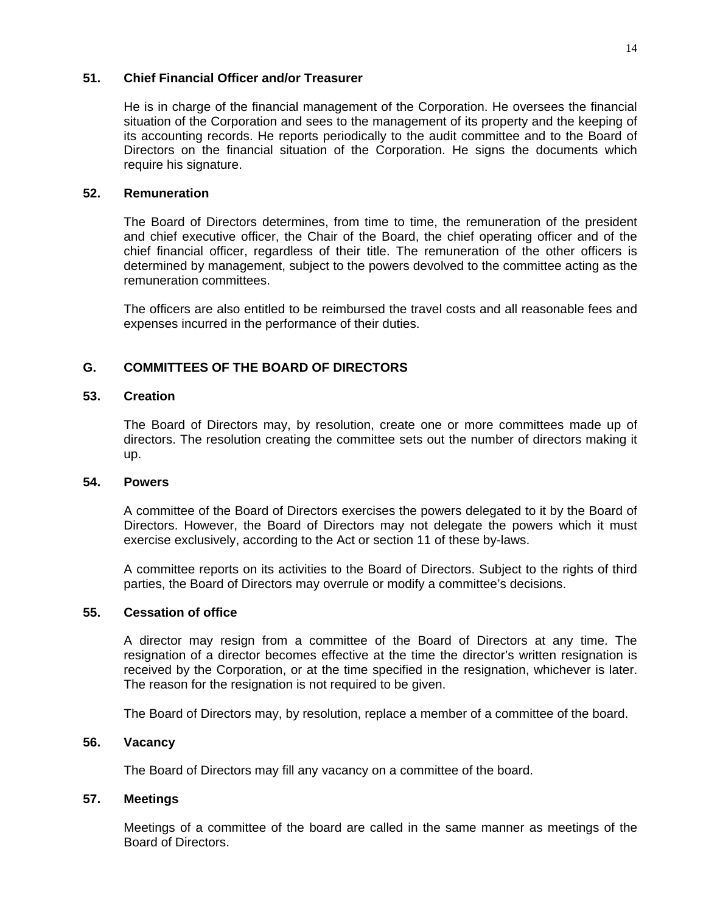### 51. Chief Financial Officer and/or Treasurer

He is in charge of the financial management of the Corporation. He oversees the financial situation of the Corporation and sees to the management of its property and the keeping of its accounting records. He reports periodically to the audit committee and to the Board of Directors on the financial situation of the Corporation. He signs the documents which require his signature.

### 52. Remuneration

The Board of Directors determines, from time to time, the remuneration of the president and chief executive officer, the Chair of the Board, the chief operating officer and of the chief financial officer, regardless of their title. The remuneration of the other officers is determined by management, subject to the powers devolved to the committee acting as the remuneration committees.

The officers are also entitled to be reimbursed the travel costs and all reasonable fees and expenses incurred in the performance of their duties.

## G. COMMITTEES OF THE BOARD OF DIRECTORS

### 53. Creation

The Board of Directors may, by resolution, create one or more committees made up of directors. The resolution creating the committee sets out the number of directors making it up.

### 54. Powers

A committee of the Board of Directors exercises the powers delegated to it by the Board of Directors. However, the Board of Directors may not delegate the powers which it must exercise exclusively, according to the Act or section 11 of these by-laws.

A committee reports on its activities to the Board of Directors. Subject to the rights of third parties, the Board of Directors may overrule or modify a committee's decisions.

### 55. Cessation of office

A director may resign from a committee of the Board of Directors at any time. The resignation of a director becomes effective at the time the director's written resignation is received by the Corporation, or at the time specified in the resignation, whichever is later. The reason for the resignation is not required to be given.

The Board of Directors may, by resolution, replace a member of a committee of the board.

### 56. Vacancy

The Board of Directors may fill any vacancy on a committee of the board.

### 57. Meetings

Meetings of a committee of the board are called in the same manner as meetings of the Board of Directors.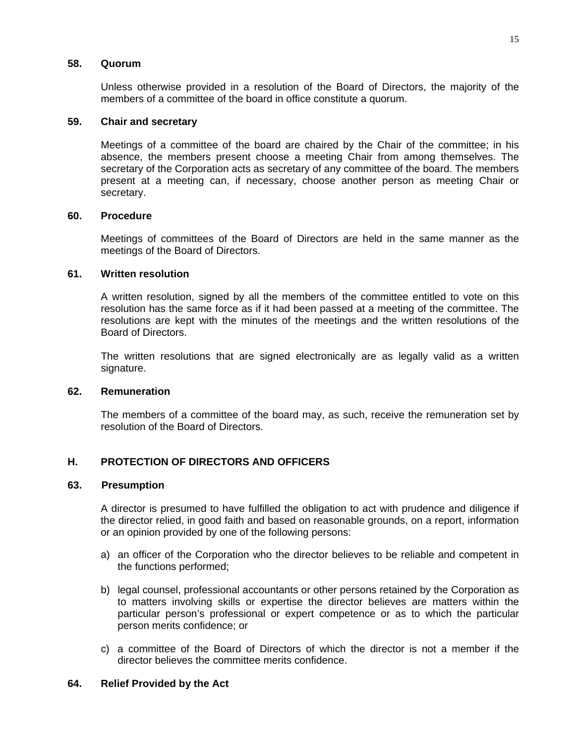### 58. Quorum

Unless otherwise provided in a resolution of the Board of Directors, the majority of the members of a committee of the board in office constitute a quorum.

### 59. Chair and secretary

Meetings of a committee of the board are chaired by the Chair of the committee; in his absence, the members present choose a meeting Chair from among themselves. The secretary of the Corporation acts as secretary of any committee of the board. The members present at a meeting can, if necessary, choose another person as meeting Chair or secretary.

### 60. Procedure

Meetings of committees of the Board of Directors are held in the same manner as the meetings of the Board of Directors.

### 61. Written resolution

A written resolution, signed by all the members of the committee entitled to vote on this resolution has the same force as if it had been passed at a meeting of the committee. The resolutions are kept with the minutes of the meetings and the written resolutions of the Board of Directors.

The written resolutions that are signed electronically are as legally valid as a written signature.

### 62. Remuneration

The members of a committee of the board may, as such, receive the remuneration set by resolution of the Board of Directors.

## H. PROTECTION OF DIRECTORS AND OFFICERS

### 63. Presumption

A director is presumed to have fulfilled the obligation to act with prudence and diligence if the director relied, in good faith and based on reasonable grounds, on a report, information or an opinion provided by one of the following persons:

a) an officer of the Corporation who the director believes to be reliable and competent in the functions performed;

b) legal counsel, professional accountants or other persons retained by the Corporation as to matters involving skills or expertise the director believes are matters within the particular person's professional or expert competence or as to which the particular person merits confidence; or

c) a committee of the Board of Directors of which the director is not a member if the director believes the committee merits confidence.

### 64. Relief Provided by the Act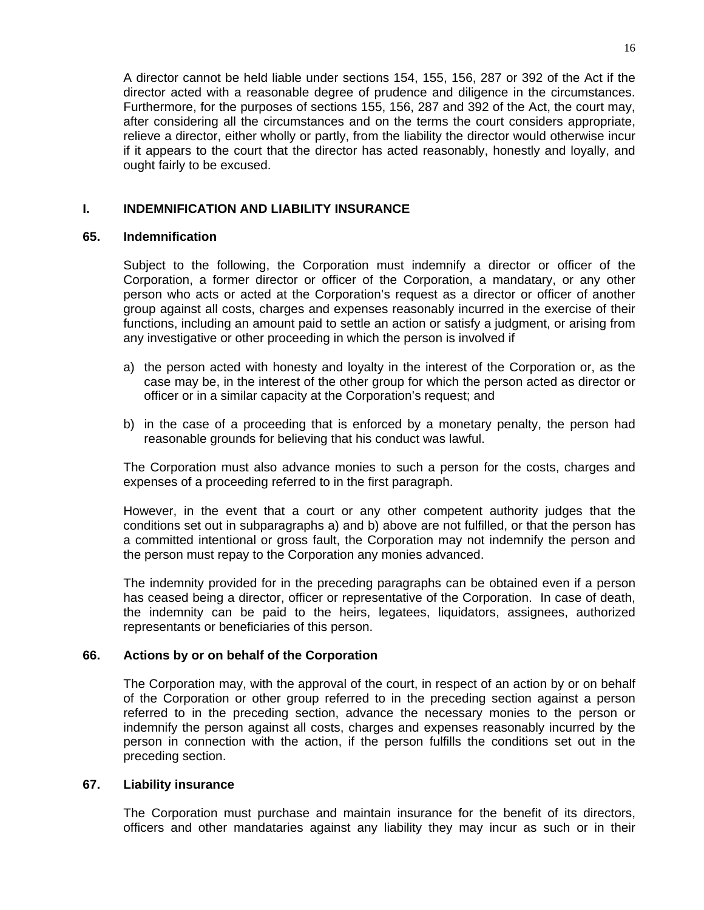A director cannot be held liable under sections 154, 155, 156, 287 or 392 of the Act if the director acted with a reasonable degree of prudence and diligence in the circumstances. Furthermore, for the purposes of sections 155, 156, 287 and 392 of the Act, the court may, after considering all the circumstances and on the terms the court considers appropriate, relieve a director, either wholly or partly, from the liability the director would otherwise incur if it appears to the court that the director has acted reasonably, honestly and loyally, and ought fairly to be excused.

## I. INDEMNIFICATION AND LIABILITY INSURANCE

### 65. Indemnification

Subject to the following, the Corporation must indemnify a director or officer of the Corporation, a former director or officer of the Corporation, a mandatary, or any other person who acts or acted at the Corporation's request as a director or officer of another group against all costs, charges and expenses reasonably incurred in the exercise of their functions, including an amount paid to settle an action or satisfy a judgment, or arising from any investigative or other proceeding in which the person is involved if

a) the person acted with honesty and loyalty in the interest of the Corporation or, as the case may be, in the interest of the other group for which the person acted as director or officer or in a similar capacity at the Corporation's request; and

b) in the case of a proceeding that is enforced by a monetary penalty, the person had reasonable grounds for believing that his conduct was lawful.

The Corporation must also advance monies to such a person for the costs, charges and expenses of a proceeding referred to in the first paragraph.

However, in the event that a court or any other competent authority judges that the conditions set out in subparagraphs a) and b) above are not fulfilled, or that the person has a committed intentional or gross fault, the Corporation may not indemnify the person and the person must repay to the Corporation any monies advanced.

The indemnity provided for in the preceding paragraphs can be obtained even if a person has ceased being a director, officer or representative of the Corporation. In case of death, the indemnity can be paid to the heirs, legatees, liquidators, assignees, authorized representants or beneficiaries of this person.

### 66. Actions by or on behalf of the Corporation

The Corporation may, with the approval of the court, in respect of an action by or on behalf of the Corporation or other group referred to in the preceding section against a person referred to in the preceding section, advance the necessary monies to the person or indemnify the person against all costs, charges and expenses reasonably incurred by the person in connection with the action, if the person fulfills the conditions set out in the preceding section.

### 67. Liability insurance

The Corporation must purchase and maintain insurance for the benefit of its directors, officers and other mandataries against any liability they may incur as such or in their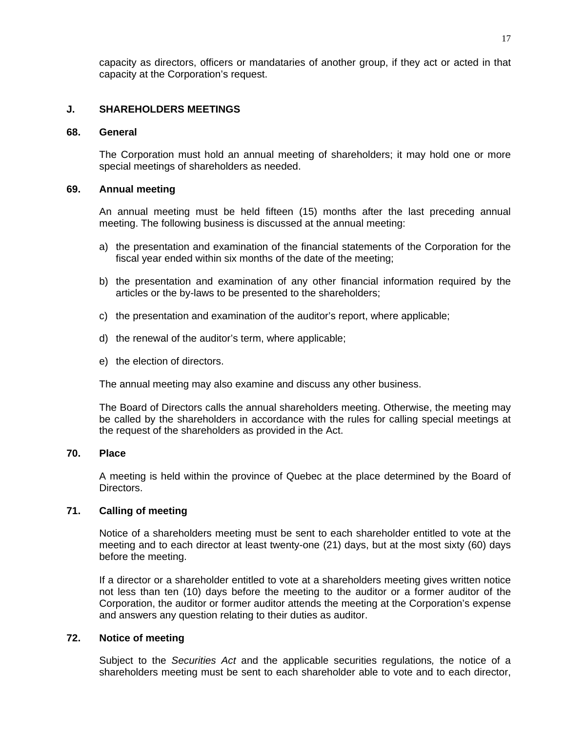capacity as directors, officers or mandataries of another group, if they act or acted in that capacity at the Corporation's request.

## J. SHAREHOLDERS MEETINGS

### 68. General

The Corporation must hold an annual meeting of shareholders; it may hold one or more special meetings of shareholders as needed.

### 69. Annual meeting

An annual meeting must be held fifteen (15) months after the last preceding annual meeting. The following business is discussed at the annual meeting:

a) the presentation and examination of the financial statements of the Corporation for the fiscal year ended within six months of the date of the meeting;

b) the presentation and examination of any other financial information required by the articles or the by-laws to be presented to the shareholders;

c) the presentation and examination of the auditor's report, where applicable;

d) the renewal of the auditor's term, where applicable;

e) the election of directors.

The annual meeting may also examine and discuss any other business.

The Board of Directors calls the annual shareholders meeting. Otherwise, the meeting may be called by the shareholders in accordance with the rules for calling special meetings at the request of the shareholders as provided in the Act.

### 70. Place

A meeting is held within the province of Quebec at the place determined by the Board of Directors.

### 71. Calling of meeting

Notice of a shareholders meeting must be sent to each shareholder entitled to vote at the meeting and to each director at least twenty-one (21) days, but at the most sixty (60) days before the meeting.

If a director or a shareholder entitled to vote at a shareholders meeting gives written notice not less than ten (10) days before the meeting to the auditor or a former auditor of the Corporation, the auditor or former auditor attends the meeting at the Corporation's expense and answers any question relating to their duties as auditor.

### 72. Notice of meeting

Subject to the *Securities Act* and the applicable securities regulations*,* the notice of a shareholders meeting must be sent to each shareholder able to vote and to each director,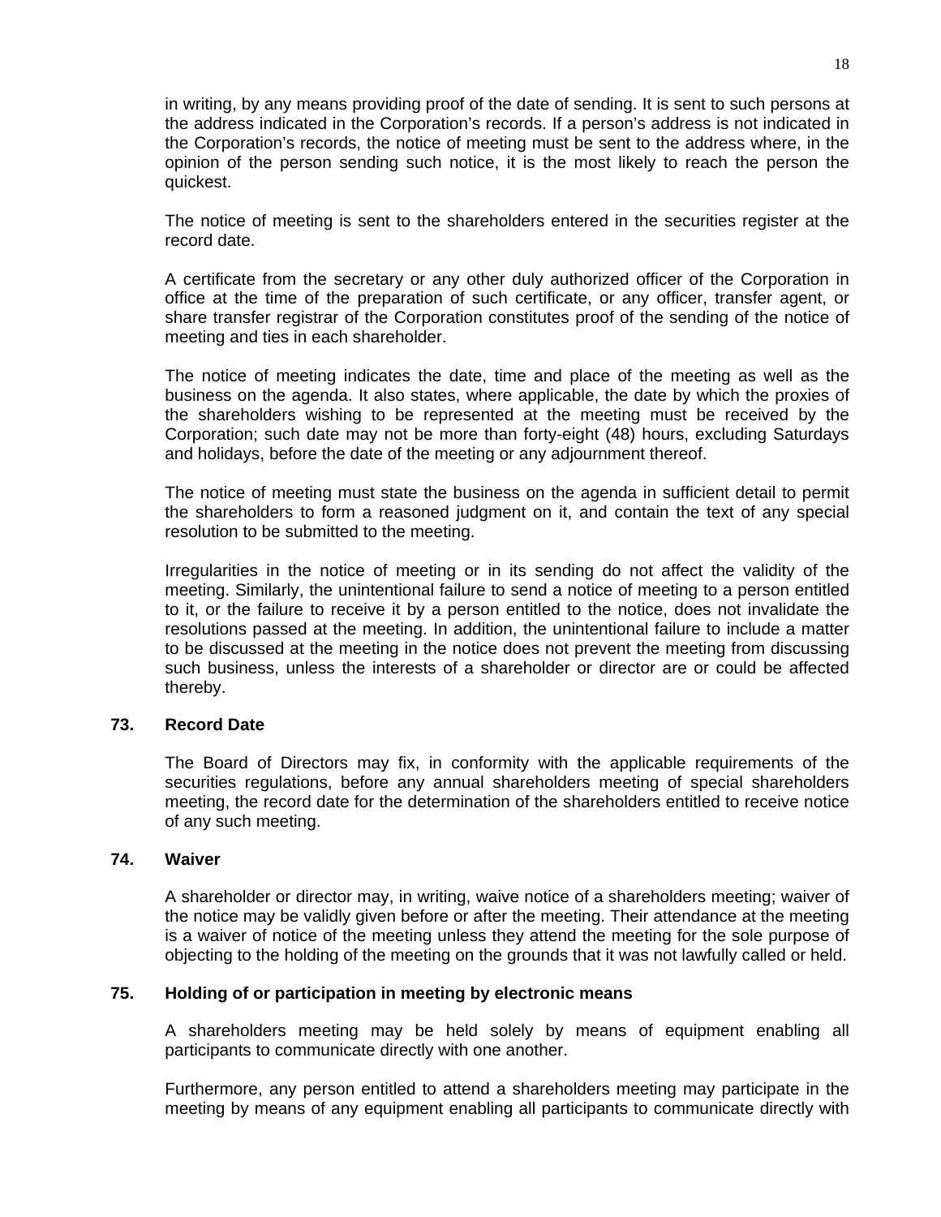in writing, by any means providing proof of the date of sending. It is sent to such persons at the address indicated in the Corporation's records. If a person's address is not indicated in the Corporation's records, the notice of meeting must be sent to the address where, in the opinion of the person sending such notice, it is the most likely to reach the person the quickest.

The notice of meeting is sent to the shareholders entered in the securities register at the record date.

A certificate from the secretary or any other duly authorized officer of the Corporation in office at the time of the preparation of such certificate, or any officer, transfer agent, or share transfer registrar of the Corporation constitutes proof of the sending of the notice of meeting and ties in each shareholder.

The notice of meeting indicates the date, time and place of the meeting as well as the business on the agenda. It also states, where applicable, the date by which the proxies of the shareholders wishing to be represented at the meeting must be received by the Corporation; such date may not be more than forty-eight (48) hours, excluding Saturdays and holidays, before the date of the meeting or any adjournment thereof.

The notice of meeting must state the business on the agenda in sufficient detail to permit the shareholders to form a reasoned judgment on it, and contain the text of any special resolution to be submitted to the meeting.

Irregularities in the notice of meeting or in its sending do not affect the validity of the meeting. Similarly, the unintentional failure to send a notice of meeting to a person entitled to it, or the failure to receive it by a person entitled to the notice, does not invalidate the resolutions passed at the meeting. In addition, the unintentional failure to include a matter to be discussed at the meeting in the notice does not prevent the meeting from discussing such business, unless the interests of a shareholder or director are or could be affected thereby.

### 73. Record Date

The Board of Directors may fix, in conformity with the applicable requirements of the securities regulations, before any annual shareholders meeting of special shareholders meeting, the record date for the determination of the shareholders entitled to receive notice of any such meeting.

### 74. Waiver

A shareholder or director may, in writing, waive notice of a shareholders meeting; waiver of the notice may be validly given before or after the meeting. Their attendance at the meeting is a waiver of notice of the meeting unless they attend the meeting for the sole purpose of objecting to the holding of the meeting on the grounds that it was not lawfully called or held.

### 75. Holding of or participation in meeting by electronic means

A shareholders meeting may be held solely by means of equipment enabling all participants to communicate directly with one another.

Furthermore, any person entitled to attend a shareholders meeting may participate in the meeting by means of any equipment enabling all participants to communicate directly with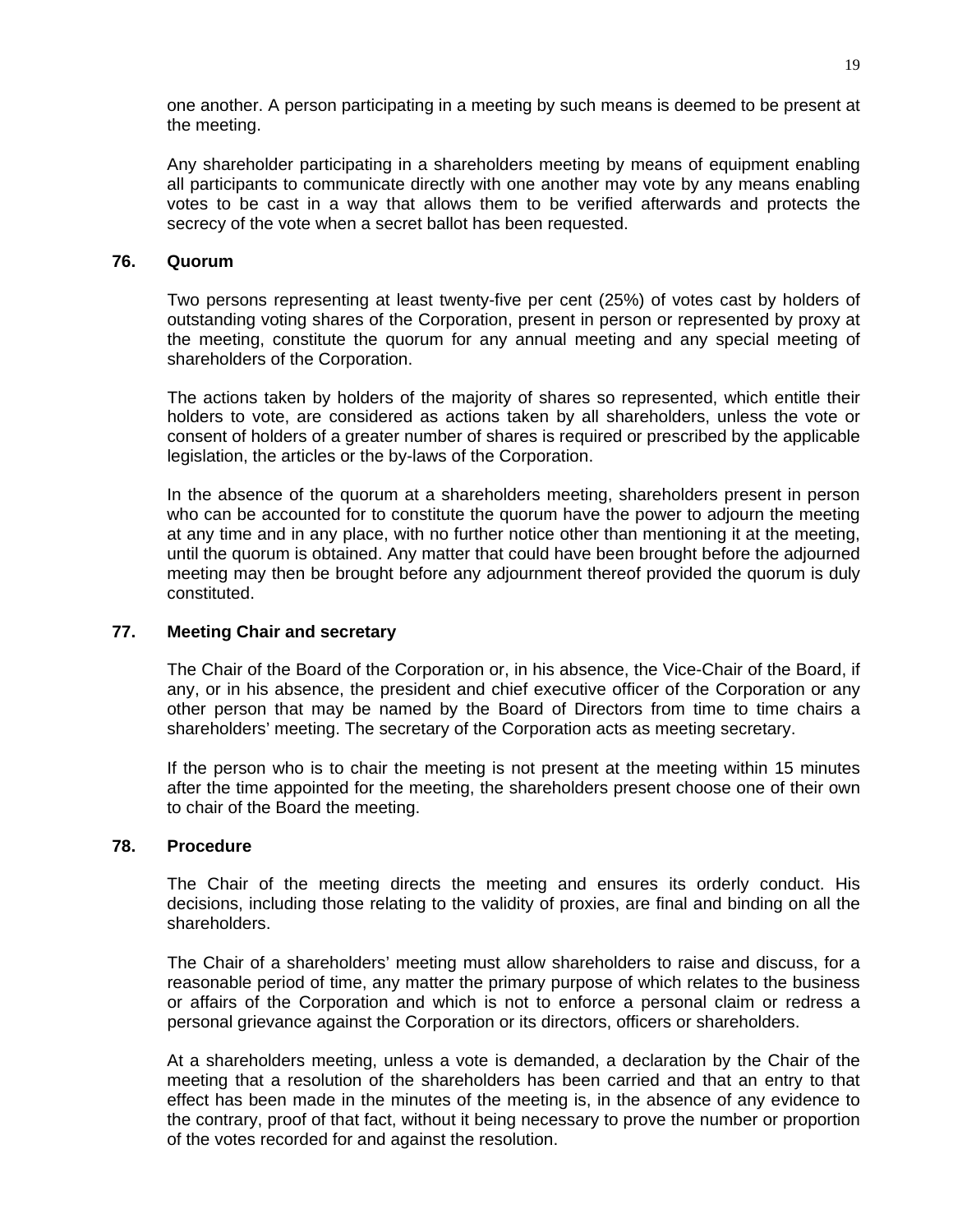one another. A person participating in a meeting by such means is deemed to be present at the meeting.

Any shareholder participating in a shareholders meeting by means of equipment enabling all participants to communicate directly with one another may vote by any means enabling votes to be cast in a way that allows them to be verified afterwards and protects the secrecy of the vote when a secret ballot has been requested.

### 76. Quorum

Two persons representing at least twenty-five per cent (25%) of votes cast by holders of outstanding voting shares of the Corporation, present in person or represented by proxy at the meeting, constitute the quorum for any annual meeting and any special meeting of shareholders of the Corporation.

The actions taken by holders of the majority of shares so represented, which entitle their holders to vote, are considered as actions taken by all shareholders, unless the vote or consent of holders of a greater number of shares is required or prescribed by the applicable legislation, the articles or the by-laws of the Corporation.

In the absence of the quorum at a shareholders meeting, shareholders present in person who can be accounted for to constitute the quorum have the power to adjourn the meeting at any time and in any place, with no further notice other than mentioning it at the meeting, until the quorum is obtained. Any matter that could have been brought before the adjourned meeting may then be brought before any adjournment thereof provided the quorum is duly constituted.

### 77. Meeting Chair and secretary

The Chair of the Board of the Corporation or, in his absence, the Vice-Chair of the Board, if any, or in his absence, the president and chief executive officer of the Corporation or any other person that may be named by the Board of Directors from time to time chairs a shareholders' meeting. The secretary of the Corporation acts as meeting secretary.

If the person who is to chair the meeting is not present at the meeting within 15 minutes after the time appointed for the meeting, the shareholders present choose one of their own to chair of the Board the meeting.

### 78. Procedure

The Chair of the meeting directs the meeting and ensures its orderly conduct. His decisions, including those relating to the validity of proxies, are final and binding on all the shareholders.

The Chair of a shareholders' meeting must allow shareholders to raise and discuss, for a reasonable period of time, any matter the primary purpose of which relates to the business or affairs of the Corporation and which is not to enforce a personal claim or redress a personal grievance against the Corporation or its directors, officers or shareholders.

At a shareholders meeting, unless a vote is demanded, a declaration by the Chair of the meeting that a resolution of the shareholders has been carried and that an entry to that effect has been made in the minutes of the meeting is, in the absence of any evidence to the contrary, proof of that fact, without it being necessary to prove the number or proportion of the votes recorded for and against the resolution.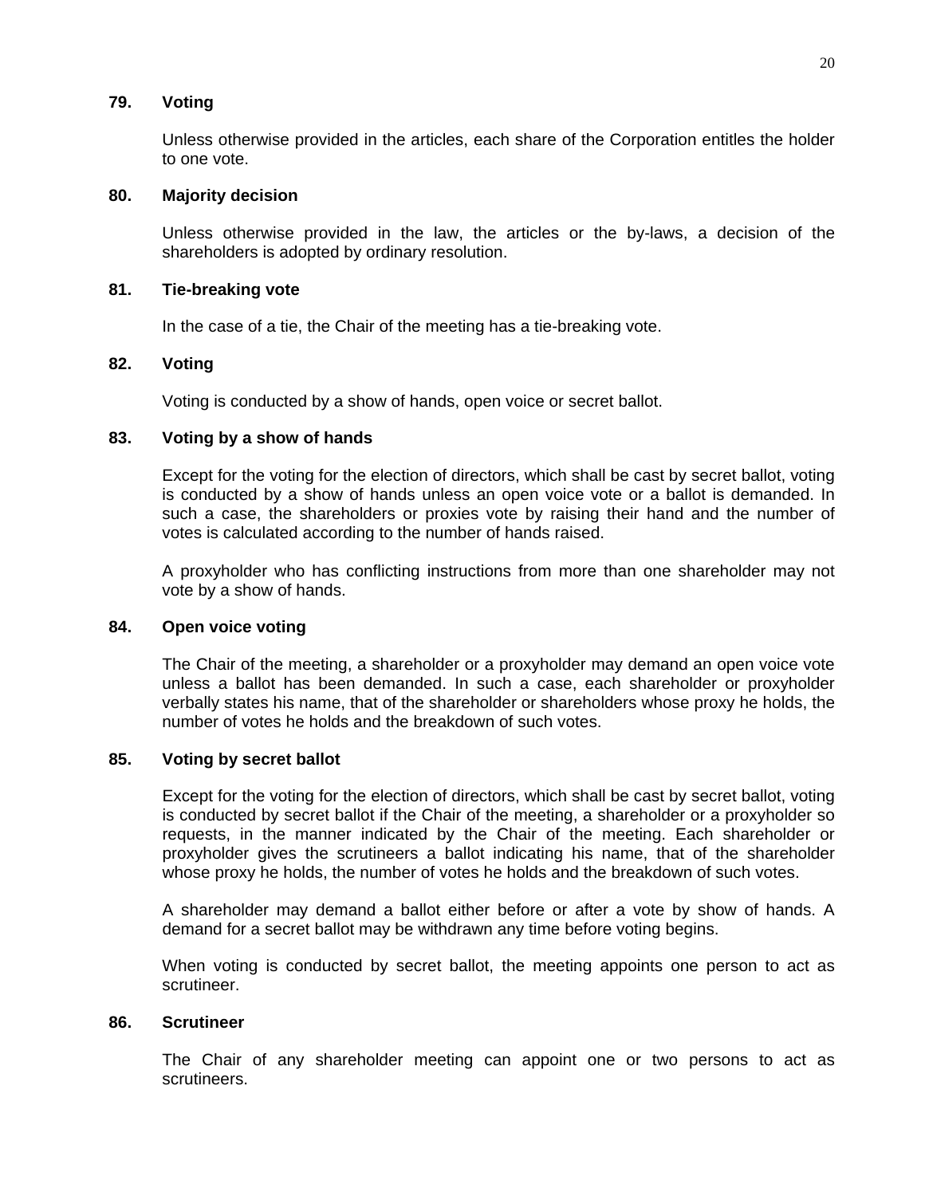### 79. Voting

Unless otherwise provided in the articles, each share of the Corporation entitles the holder to one vote.

### 80. Majority decision

Unless otherwise provided in the law, the articles or the by-laws, a decision of the shareholders is adopted by ordinary resolution.

### 81. Tie-breaking vote

In the case of a tie, the Chair of the meeting has a tie-breaking vote.

### 82. Voting

Voting is conducted by a show of hands, open voice or secret ballot.

### 83. Voting by a show of hands

Except for the voting for the election of directors, which shall be cast by secret ballot, voting is conducted by a show of hands unless an open voice vote or a ballot is demanded. In such a case, the shareholders or proxies vote by raising their hand and the number of votes is calculated according to the number of hands raised.

A proxyholder who has conflicting instructions from more than one shareholder may not vote by a show of hands.

### 84. Open voice voting

The Chair of the meeting, a shareholder or a proxyholder may demand an open voice vote unless a ballot has been demanded. In such a case, each shareholder or proxyholder verbally states his name, that of the shareholder or shareholders whose proxy he holds, the number of votes he holds and the breakdown of such votes.

### 85. Voting by secret ballot

Except for the voting for the election of directors, which shall be cast by secret ballot, voting is conducted by secret ballot if the Chair of the meeting, a shareholder or a proxyholder so requests, in the manner indicated by the Chair of the meeting. Each shareholder or proxyholder gives the scrutineers a ballot indicating his name, that of the shareholder whose proxy he holds, the number of votes he holds and the breakdown of such votes.

A shareholder may demand a ballot either before or after a vote by show of hands. A demand for a secret ballot may be withdrawn any time before voting begins.

When voting is conducted by secret ballot, the meeting appoints one person to act as scrutineer.

### 86. Scrutineer

The Chair of any shareholder meeting can appoint one or two persons to act as scrutineers.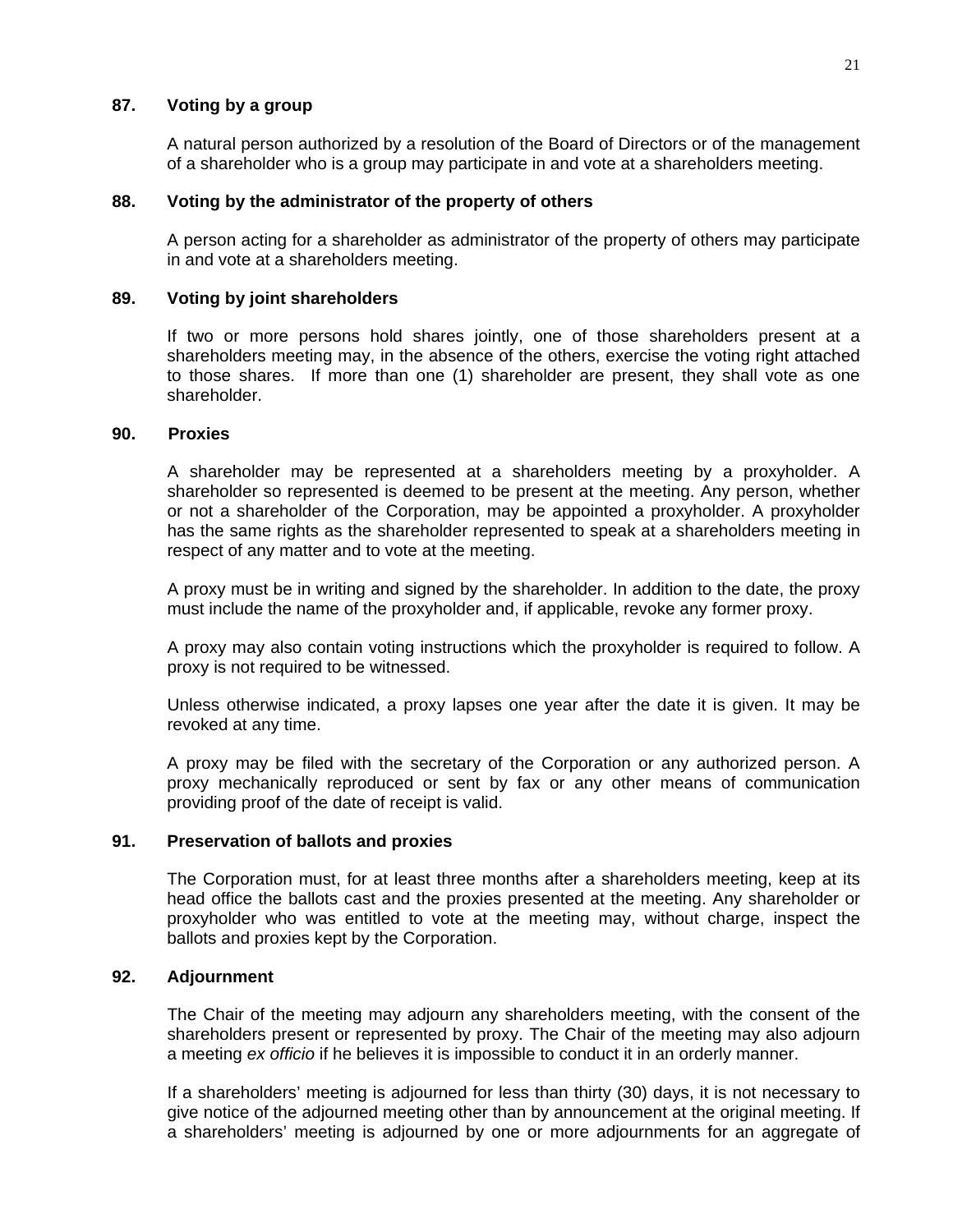### 87. Voting by a group

A natural person authorized by a resolution of the Board of Directors or of the management of a shareholder who is a group may participate in and vote at a shareholders meeting.

### 88. Voting by the administrator of the property of others

A person acting for a shareholder as administrator of the property of others may participate in and vote at a shareholders meeting.

### 89. Voting by joint shareholders

If two or more persons hold shares jointly, one of those shareholders present at a shareholders meeting may, in the absence of the others, exercise the voting right attached to those shares. If more than one (1) shareholder are present, they shall vote as one shareholder.

### 90. Proxies

A shareholder may be represented at a shareholders meeting by a proxyholder. A shareholder so represented is deemed to be present at the meeting. Any person, whether or not a shareholder of the Corporation, may be appointed a proxyholder. A proxyholder has the same rights as the shareholder represented to speak at a shareholders meeting in respect of any matter and to vote at the meeting.

A proxy must be in writing and signed by the shareholder. In addition to the date, the proxy must include the name of the proxyholder and, if applicable, revoke any former proxy.

A proxy may also contain voting instructions which the proxyholder is required to follow. A proxy is not required to be witnessed.

Unless otherwise indicated, a proxy lapses one year after the date it is given. It may be revoked at any time.

A proxy may be filed with the secretary of the Corporation or any authorized person. A proxy mechanically reproduced or sent by fax or any other means of communication providing proof of the date of receipt is valid.

### 91. Preservation of ballots and proxies

The Corporation must, for at least three months after a shareholders meeting, keep at its head office the ballots cast and the proxies presented at the meeting. Any shareholder or proxyholder who was entitled to vote at the meeting may, without charge, inspect the ballots and proxies kept by the Corporation.

### 92. Adjournment

The Chair of the meeting may adjourn any shareholders meeting, with the consent of the shareholders present or represented by proxy. The Chair of the meeting may also adjourn a meeting *ex officio* if he believes it is impossible to conduct it in an orderly manner.

If a shareholders' meeting is adjourned for less than thirty (30) days, it is not necessary to give notice of the adjourned meeting other than by announcement at the original meeting. If a shareholders' meeting is adjourned by one or more adjournments for an aggregate of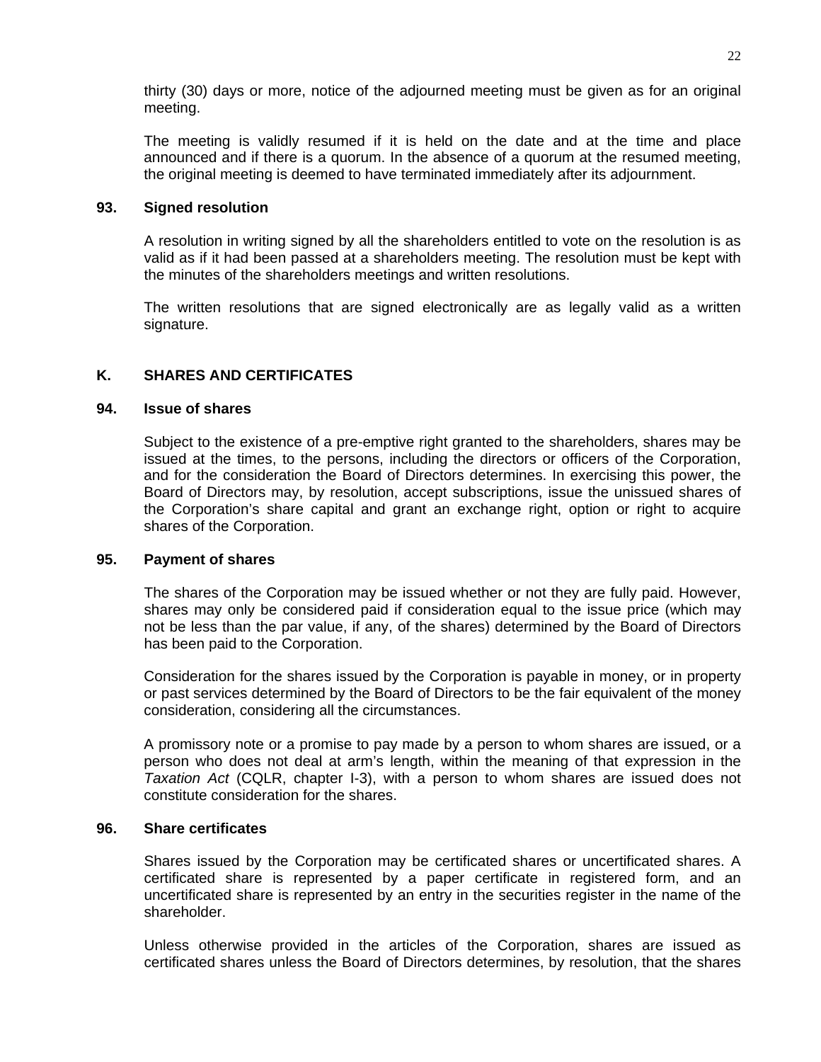thirty (30) days or more, notice of the adjourned meeting must be given as for an original meeting.

The meeting is validly resumed if it is held on the date and at the time and place announced and if there is a quorum. In the absence of a quorum at the resumed meeting, the original meeting is deemed to have terminated immediately after its adjournment.

### 93. Signed resolution

A resolution in writing signed by all the shareholders entitled to vote on the resolution is as valid as if it had been passed at a shareholders meeting. The resolution must be kept with the minutes of the shareholders meetings and written resolutions.

The written resolutions that are signed electronically are as legally valid as a written signature.

## K. SHARES AND CERTIFICATES

### 94. Issue of shares

Subject to the existence of a pre-emptive right granted to the shareholders, shares may be issued at the times, to the persons, including the directors or officers of the Corporation, and for the consideration the Board of Directors determines. In exercising this power, the Board of Directors may, by resolution, accept subscriptions, issue the unissued shares of the Corporation's share capital and grant an exchange right, option or right to acquire shares of the Corporation.

### 95. Payment of shares

The shares of the Corporation may be issued whether or not they are fully paid. However, shares may only be considered paid if consideration equal to the issue price (which may not be less than the par value, if any, of the shares) determined by the Board of Directors has been paid to the Corporation.

Consideration for the shares issued by the Corporation is payable in money, or in property or past services determined by the Board of Directors to be the fair equivalent of the money consideration, considering all the circumstances.

A promissory note or a promise to pay made by a person to whom shares are issued, or a person who does not deal at arm's length, within the meaning of that expression in the *Taxation Act* (CQLR, chapter I-3), with a person to whom shares are issued does not constitute consideration for the shares.

### 96. Share certificates

Shares issued by the Corporation may be certificated shares or uncertificated shares. A certificated share is represented by a paper certificate in registered form, and an uncertificated share is represented by an entry in the securities register in the name of the shareholder.

Unless otherwise provided in the articles of the Corporation, shares are issued as certificated shares unless the Board of Directors determines, by resolution, that the shares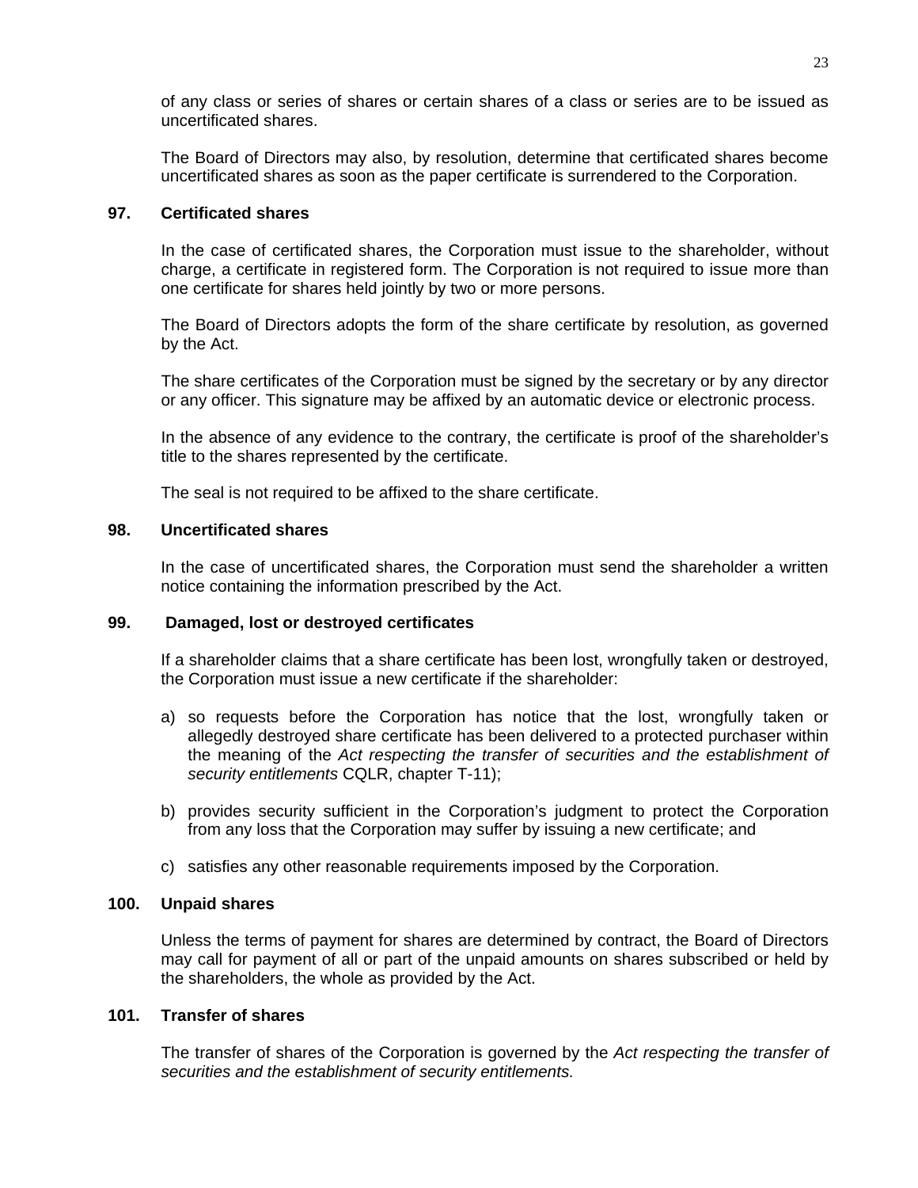of any class or series of shares or certain shares of a class or series are to be issued as uncertificated shares.

The Board of Directors may also, by resolution, determine that certificated shares become uncertificated shares as soon as the paper certificate is surrendered to the Corporation.

### 97. Certificated shares

In the case of certificated shares, the Corporation must issue to the shareholder, without charge, a certificate in registered form. The Corporation is not required to issue more than one certificate for shares held jointly by two or more persons.

The Board of Directors adopts the form of the share certificate by resolution, as governed by the Act.

The share certificates of the Corporation must be signed by the secretary or by any director or any officer. This signature may be affixed by an automatic device or electronic process.

In the absence of any evidence to the contrary, the certificate is proof of the shareholder's title to the shares represented by the certificate.

The seal is not required to be affixed to the share certificate.

### 98. Uncertificated shares

In the case of uncertificated shares, the Corporation must send the shareholder a written notice containing the information prescribed by the Act.

### 99. Damaged, lost or destroyed certificates

If a shareholder claims that a share certificate has been lost, wrongfully taken or destroyed, the Corporation must issue a new certificate if the shareholder:

a) so requests before the Corporation has notice that the lost, wrongfully taken or allegedly destroyed share certificate has been delivered to a protected purchaser within the meaning of the *Act respecting the transfer of securities and the establishment of security entitlements* CQLR, chapter T-11);

b) provides security sufficient in the Corporation's judgment to protect the Corporation from any loss that the Corporation may suffer by issuing a new certificate; and

c) satisfies any other reasonable requirements imposed by the Corporation.

### 100. Unpaid shares

Unless the terms of payment for shares are determined by contract, the Board of Directors may call for payment of all or part of the unpaid amounts on shares subscribed or held by the shareholders, the whole as provided by the Act.

### 101. Transfer of shares

The transfer of shares of the Corporation is governed by the *Act respecting the transfer of securities and the establishment of security entitlements.*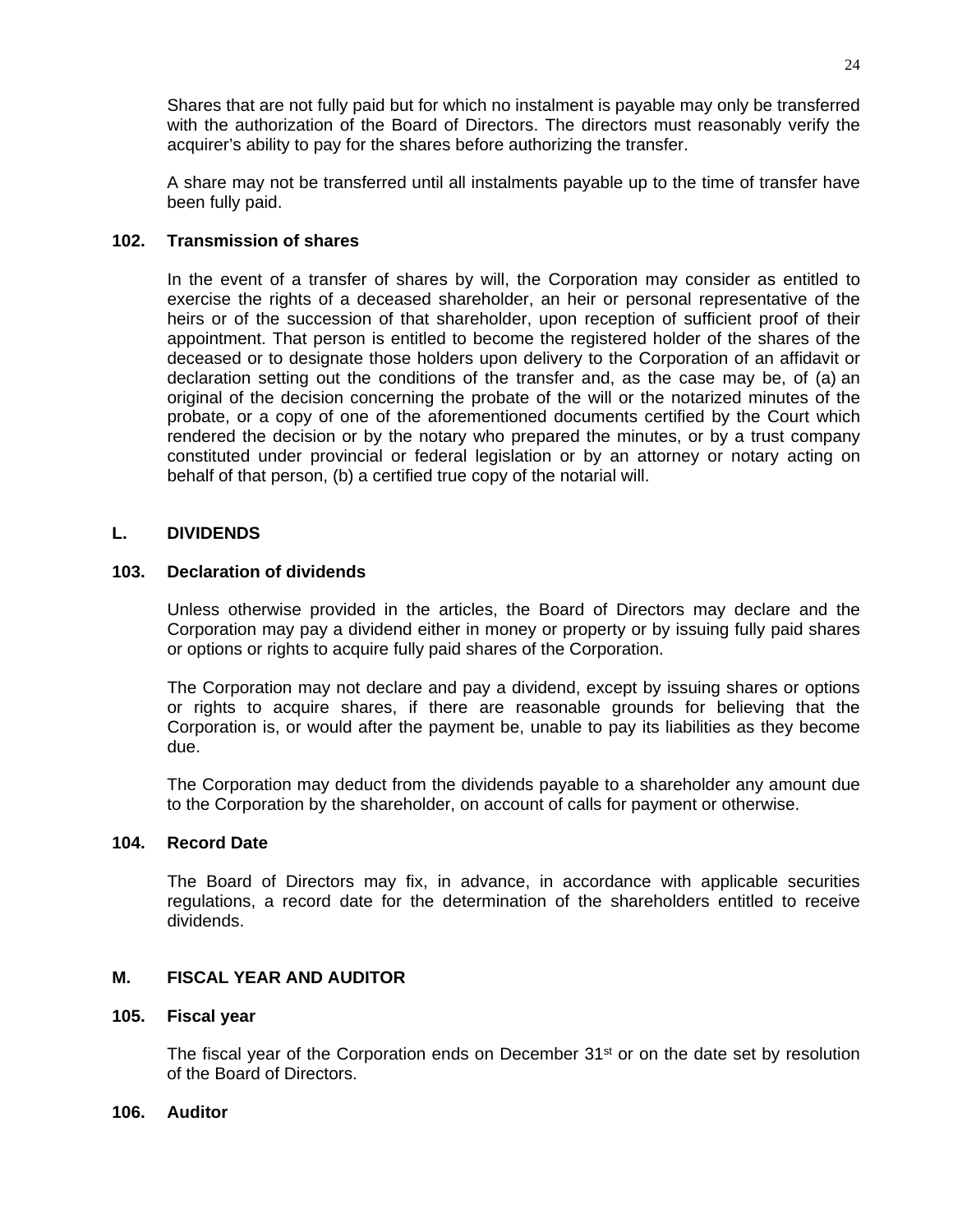Shares that are not fully paid but for which no instalment is payable may only be transferred with the authorization of the Board of Directors. The directors must reasonably verify the acquirer's ability to pay for the shares before authorizing the transfer.

A share may not be transferred until all instalments payable up to the time of transfer have been fully paid.

### 102. Transmission of shares

In the event of a transfer of shares by will, the Corporation may consider as entitled to exercise the rights of a deceased shareholder, an heir or personal representative of the heirs or of the succession of that shareholder, upon reception of sufficient proof of their appointment. That person is entitled to become the registered holder of the shares of the deceased or to designate those holders upon delivery to the Corporation of an affidavit or declaration setting out the conditions of the transfer and, as the case may be, of (a) an original of the decision concerning the probate of the will or the notarized minutes of the probate, or a copy of one of the aforementioned documents certified by the Court which rendered the decision or by the notary who prepared the minutes, or by a trust company constituted under provincial or federal legislation or by an attorney or notary acting on behalf of that person, (b) a certified true copy of the notarial will.

## L. DIVIDENDS

### 103. Declaration of dividends

Unless otherwise provided in the articles, the Board of Directors may declare and the Corporation may pay a dividend either in money or property or by issuing fully paid shares or options or rights to acquire fully paid shares of the Corporation.

The Corporation may not declare and pay a dividend, except by issuing shares or options or rights to acquire shares, if there are reasonable grounds for believing that the Corporation is, or would after the payment be, unable to pay its liabilities as they become due.

The Corporation may deduct from the dividends payable to a shareholder any amount due to the Corporation by the shareholder, on account of calls for payment or otherwise.

### 104. Record Date

The Board of Directors may fix, in advance, in accordance with applicable securities regulations, a record date for the determination of the shareholders entitled to receive dividends.

## M. FISCAL YEAR AND AUDITOR

### 105. Fiscal year

The fiscal year of the Corporation ends on December 31st or on the date set by resolution of the Board of Directors.

### 106. Auditor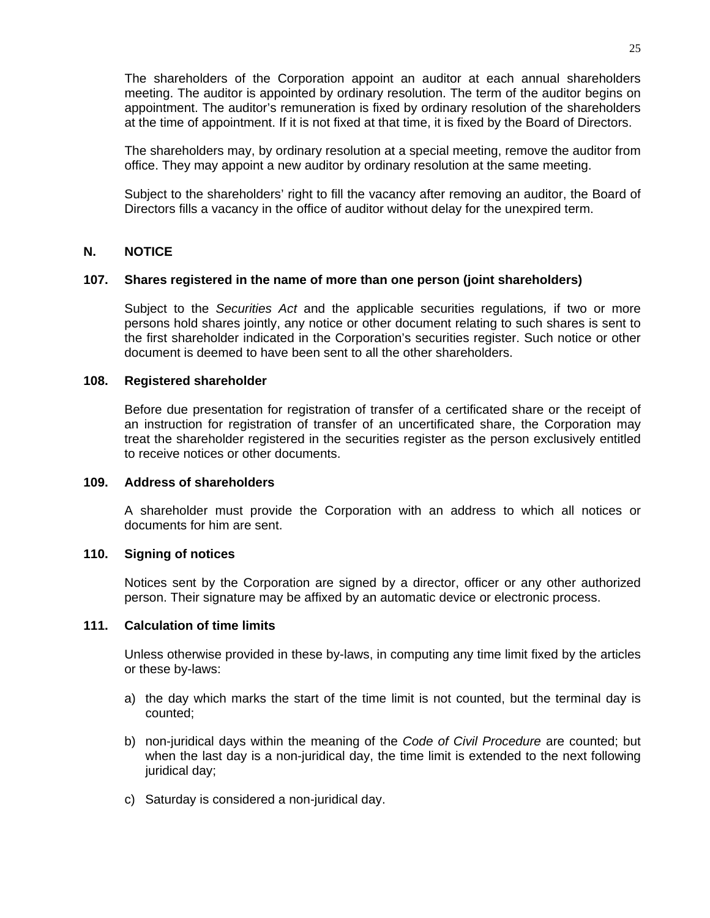The shareholders of the Corporation appoint an auditor at each annual shareholders meeting. The auditor is appointed by ordinary resolution. The term of the auditor begins on appointment. The auditor's remuneration is fixed by ordinary resolution of the shareholders at the time of appointment. If it is not fixed at that time, it is fixed by the Board of Directors.

The shareholders may, by ordinary resolution at a special meeting, remove the auditor from office. They may appoint a new auditor by ordinary resolution at the same meeting.

Subject to the shareholders' right to fill the vacancy after removing an auditor, the Board of Directors fills a vacancy in the office of auditor without delay for the unexpired term.

## N. NOTICE

### 107. Shares registered in the name of more than one person (joint shareholders)

Subject to the *Securities Act* and the applicable securities regulations, if two or more persons hold shares jointly, any notice or other document relating to such shares is sent to the first shareholder indicated in the Corporation's securities register. Such notice or other document is deemed to have been sent to all the other shareholders.

### 108. Registered shareholder

Before due presentation for registration of transfer of a certificated share or the receipt of an instruction for registration of transfer of an uncertificated share, the Corporation may treat the shareholder registered in the securities register as the person exclusively entitled to receive notices or other documents.

### 109. Address of shareholders

A shareholder must provide the Corporation with an address to which all notices or documents for him are sent.

### 110. Signing of notices

Notices sent by the Corporation are signed by a director, officer or any other authorized person. Their signature may be affixed by an automatic device or electronic process.

### 111. Calculation of time limits

Unless otherwise provided in these by-laws, in computing any time limit fixed by the articles or these by-laws:

a) the day which marks the start of the time limit is not counted, but the terminal day is counted;

b) non-juridical days within the meaning of the *Code of Civil Procedure* are counted; but when the last day is a non-juridical day, the time limit is extended to the next following juridical day;

c) Saturday is considered a non-juridical day.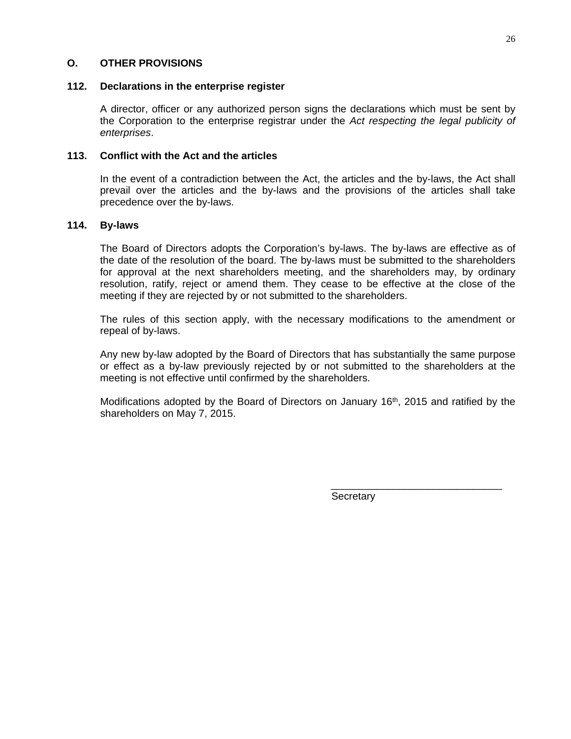## O. OTHER PROVISIONS

### 112. Declarations in the enterprise register

A director, officer or any authorized person signs the declarations which must be sent by the Corporation to the enterprise registrar under the *Act respecting the legal publicity of enterprises*.

### 113. Conflict with the Act and the articles

In the event of a contradiction between the Act, the articles and the by-laws, the Act shall prevail over the articles and the by-laws and the provisions of the articles shall take precedence over the by-laws.

### 114. By-laws

The Board of Directors adopts the Corporation's by-laws. The by-laws are effective as of the date of the resolution of the board. The by-laws must be submitted to the shareholders for approval at the next shareholders meeting, and the shareholders may, by ordinary resolution, ratify, reject or amend them. They cease to be effective at the close of the meeting if they are rejected by or not submitted to the shareholders.

The rules of this section apply, with the necessary modifications to the amendment or repeal of by-laws.

Any new by-law adopted by the Board of Directors that has substantially the same purpose or effect as a by-law previously rejected by or not submitted to the shareholders at the meeting is not effective until confirmed by the shareholders.

Modifications adopted by the Board of Directors on January 16th, 2015 and ratified by the shareholders on May 7, 2015.

\_\_\_\_\_\_\_\_\_\_\_\_\_\_\_\_\_\_\_\_\_\_\_\_\_\_\_\_\_\_

Secretary